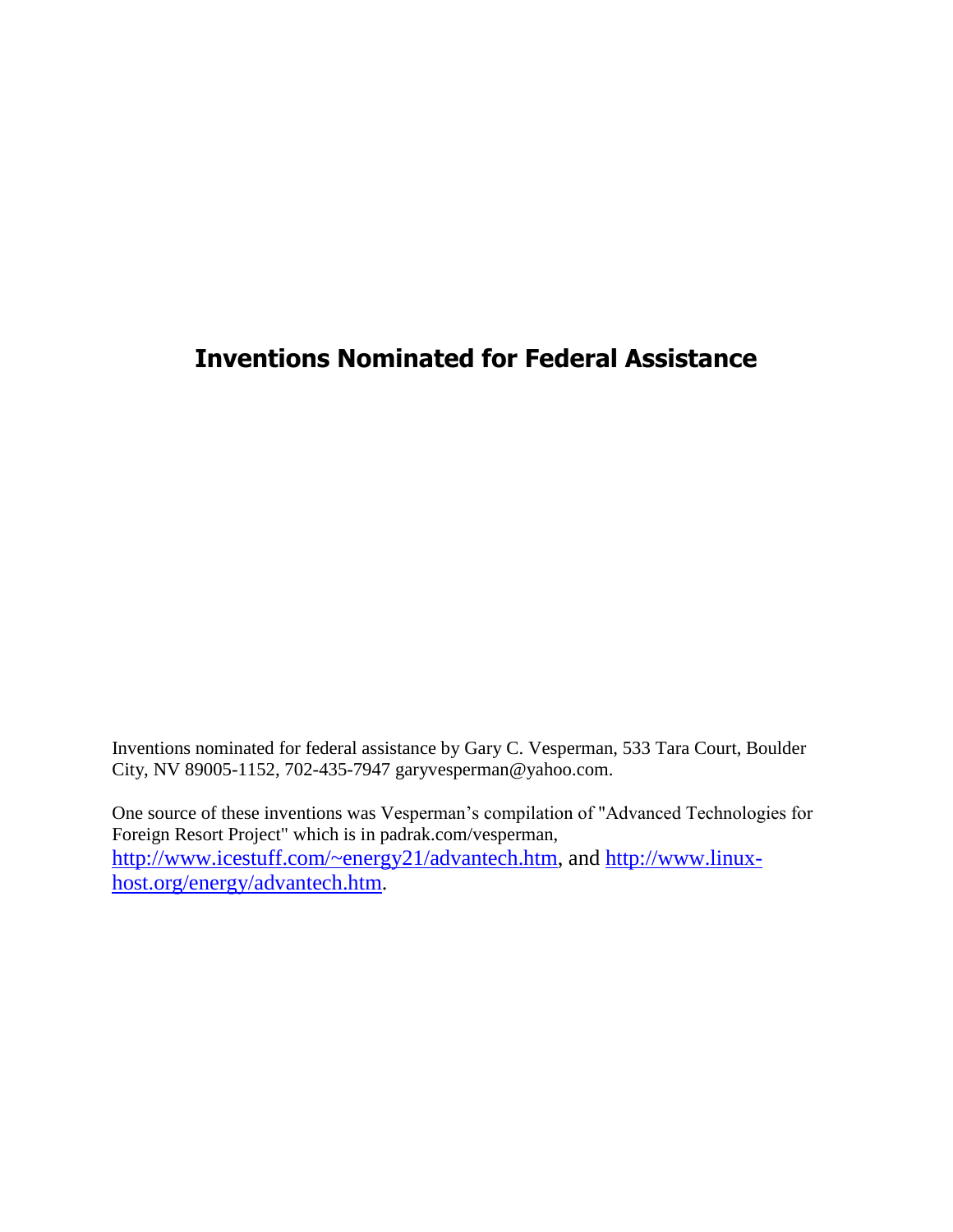# Inventions Nominated for Federal Assistance

Inventions nominated for federal assistance by Gary C. Vesperman, 533 Tara Court, Boulder City, NV 89005-1152, 702-435-7947 garyvesperman@yahoo.com.

One source of these inventions was Vesperman's compilation of "Advanced Technologies for Foreign Resort Project" which is in padrak.com/vesperman, http://www.icestuff.com/~energy21/advantech.htm, and http://www.linux-host.org/energy/advantech.htm.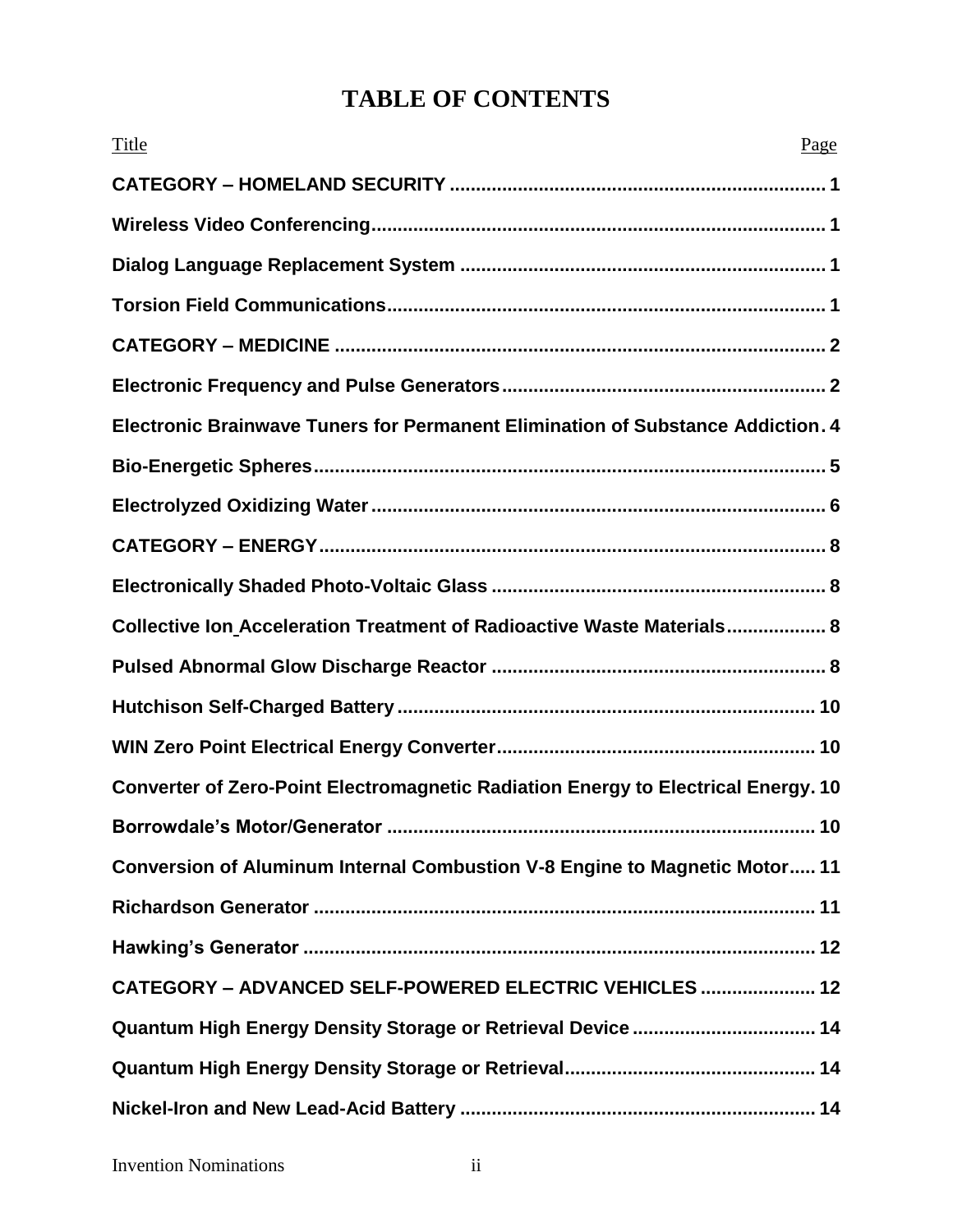# TABLE OF CONTENTS

| Title | Page |
| --- | --- |
| **CATEGORY – HOMELAND SECURITY** | **1** |
| **Wireless Video Conferencing** | **1** |
| **Dialog Language Replacement System** | **1** |
| **Torsion Field Communications** | **1** |
| **CATEGORY – MEDICINE** | **2** |
| **Electronic Frequency and Pulse Generators** | **2** |
| **Electronic Brainwave Tuners for Permanent Elimination of Substance Addiction** | **4** |
| **Bio-Energetic Spheres** | **5** |
| **Electrolyzed Oxidizing Water** | **6** |
| **CATEGORY – ENERGY** | **8** |
| **Electronically Shaded Photo-Voltaic Glass** | **8** |
| **Collective Ion Acceleration Treatment of Radioactive Waste Materials** | **8** |
| **Pulsed Abnormal Glow Discharge Reactor** | **8** |
| **Hutchison Self-Charged Battery** | **10** |
| **WIN Zero Point Electrical Energy Converter** | **10** |
| **Converter of Zero-Point Electromagnetic Radiation Energy to Electrical Energy** | **10** |
| **Borrowdale's Motor/Generator** | **10** |
| **Conversion of Aluminum Internal Combustion V-8 Engine to Magnetic Motor** | **11** |
| **Richardson Generator** | **11** |
| **Hawking's Generator** | **12** |
| **CATEGORY – ADVANCED SELF-POWERED ELECTRIC VEHICLES** | **12** |
| **Quantum High Energy Density Storage or Retrieval Device** | **14** |
| **Quantum High Energy Density Storage or Retrieval** | **14** |
| **Nickel-Iron and New Lead-Acid Battery** | **14** |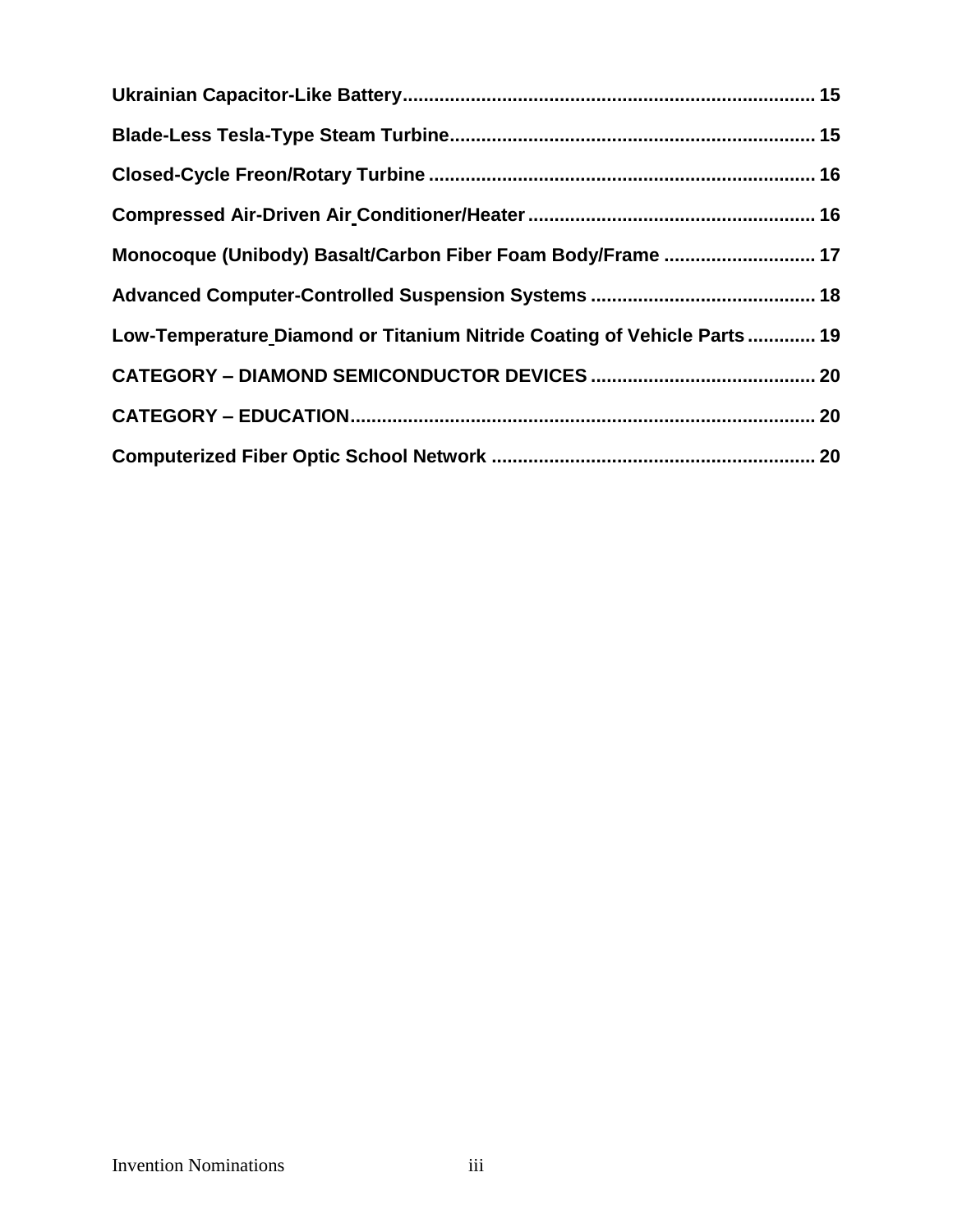**Ukrainian Capacitor-Like Battery** .......... 15

**Blade-Less Tesla-Type Steam Turbine** .......... 15

**Closed-Cycle Freon/Rotary Turbine** .......... 16

**Compressed Air-Driven Air Conditioner/Heater** .......... 16

**Monocoque (Unibody) Basalt/Carbon Fiber Foam Body/Frame** .......... 17

**Advanced Computer-Controlled Suspension Systems** .......... 18

**Low-Temperature Diamond or Titanium Nitride Coating of Vehicle Parts** .......... 19

**CATEGORY – DIAMOND SEMICONDUCTOR DEVICES** .......... 20

**CATEGORY – EDUCATION** .......... 20

**Computerized Fiber Optic School Network** .......... 20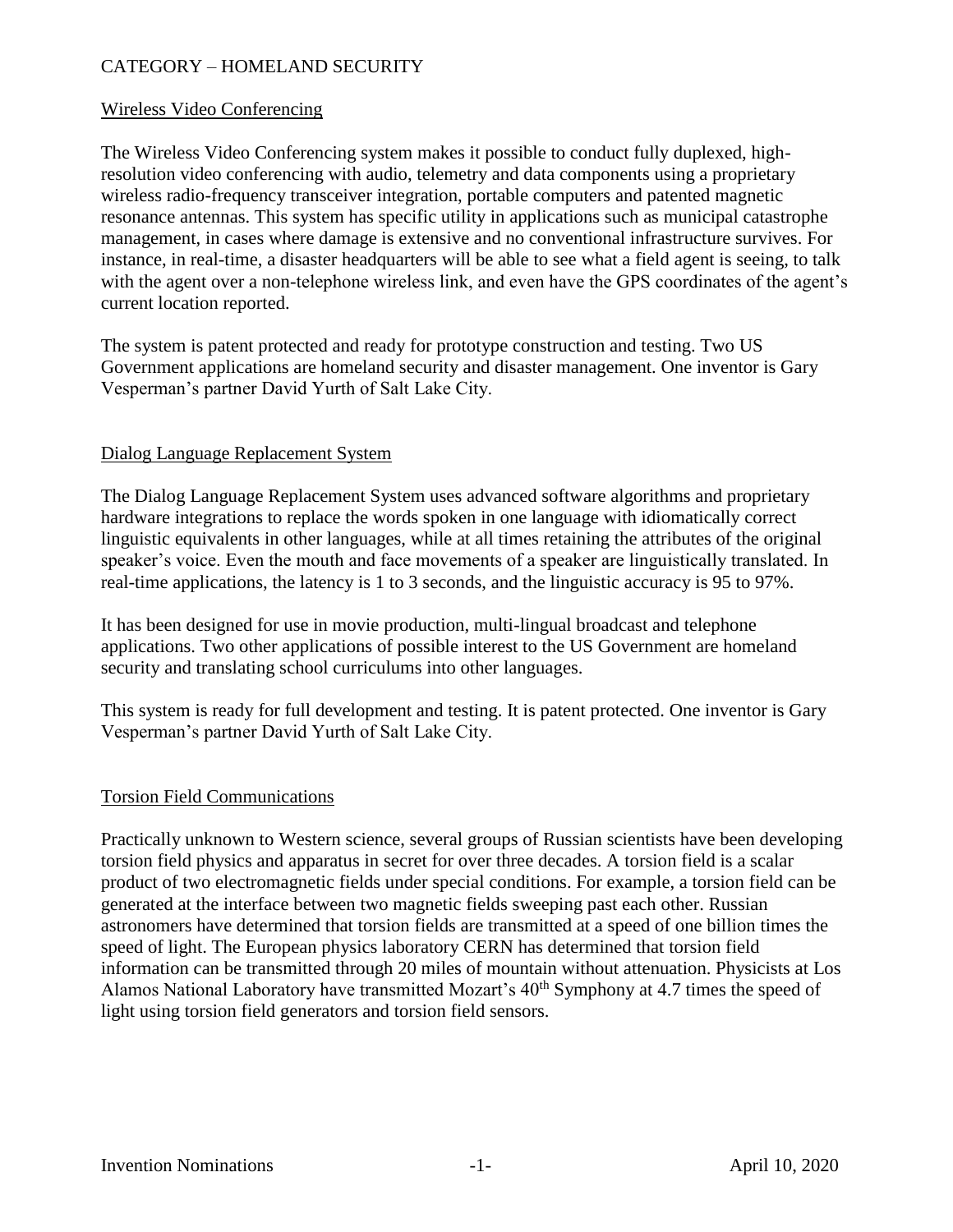CATEGORY – HOMELAND SECURITY

## Wireless Video Conferencing

The Wireless Video Conferencing system makes it possible to conduct fully duplexed, high-resolution video conferencing with audio, telemetry and data components using a proprietary wireless radio-frequency transceiver integration, portable computers and patented magnetic resonance antennas. This system has specific utility in applications such as municipal catastrophe management, in cases where damage is extensive and no conventional infrastructure survives. For instance, in real-time, a disaster headquarters will be able to see what a field agent is seeing, to talk with the agent over a non-telephone wireless link, and even have the GPS coordinates of the agent's current location reported.

The system is patent protected and ready for prototype construction and testing. Two US Government applications are homeland security and disaster management. One inventor is Gary Vesperman's partner David Yurth of Salt Lake City.

## Dialog Language Replacement System

The Dialog Language Replacement System uses advanced software algorithms and proprietary hardware integrations to replace the words spoken in one language with idiomatically correct linguistic equivalents in other languages, while at all times retaining the attributes of the original speaker's voice. Even the mouth and face movements of a speaker are linguistically translated. In real-time applications, the latency is 1 to 3 seconds, and the linguistic accuracy is 95 to 97%.

It has been designed for use in movie production, multi-lingual broadcast and telephone applications. Two other applications of possible interest to the US Government are homeland security and translating school curriculums into other languages.

This system is ready for full development and testing. It is patent protected. One inventor is Gary Vesperman's partner David Yurth of Salt Lake City.

## Torsion Field Communications

Practically unknown to Western science, several groups of Russian scientists have been developing torsion field physics and apparatus in secret for over three decades. A torsion field is a scalar product of two electromagnetic fields under special conditions. For example, a torsion field can be generated at the interface between two magnetic fields sweeping past each other. Russian astronomers have determined that torsion fields are transmitted at a speed of one billion times the speed of light. The European physics laboratory CERN has determined that torsion field information can be transmitted through 20 miles of mountain without attenuation. Physicists at Los Alamos National Laboratory have transmitted Mozart's 40th Symphony at 4.7 times the speed of light using torsion field generators and torsion field sensors.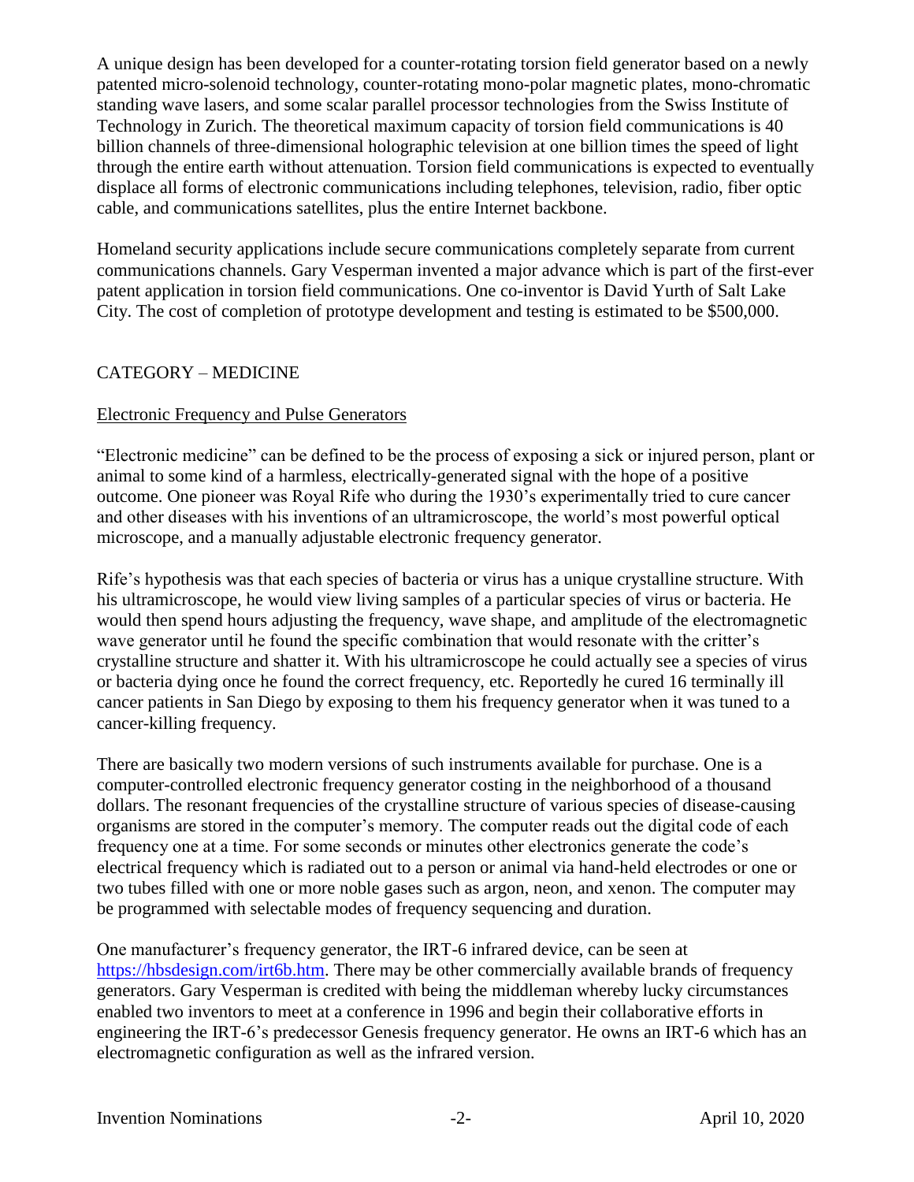A unique design has been developed for a counter-rotating torsion field generator based on a newly patented micro-solenoid technology, counter-rotating mono-polar magnetic plates, mono-chromatic standing wave lasers, and some scalar parallel processor technologies from the Swiss Institute of Technology in Zurich. The theoretical maximum capacity of torsion field communications is 40 billion channels of three-dimensional holographic television at one billion times the speed of light through the entire earth without attenuation. Torsion field communications is expected to eventually displace all forms of electronic communications including telephones, television, radio, fiber optic cable, and communications satellites, plus the entire Internet backbone.

Homeland security applications include secure communications completely separate from current communications channels. Gary Vesperman invented a major advance which is part of the first-ever patent application in torsion field communications. One co-inventor is David Yurth of Salt Lake City. The cost of completion of prototype development and testing is estimated to be $500,000.

## CATEGORY – MEDICINE

### Electronic Frequency and Pulse Generators

"Electronic medicine" can be defined to be the process of exposing a sick or injured person, plant or animal to some kind of a harmless, electrically-generated signal with the hope of a positive outcome. One pioneer was Royal Rife who during the 1930's experimentally tried to cure cancer and other diseases with his inventions of an ultramicroscope, the world's most powerful optical microscope, and a manually adjustable electronic frequency generator.

Rife's hypothesis was that each species of bacteria or virus has a unique crystalline structure. With his ultramicroscope, he would view living samples of a particular species of virus or bacteria. He would then spend hours adjusting the frequency, wave shape, and amplitude of the electromagnetic wave generator until he found the specific combination that would resonate with the critter's crystalline structure and shatter it. With his ultramicroscope he could actually see a species of virus or bacteria dying once he found the correct frequency, etc. Reportedly he cured 16 terminally ill cancer patients in San Diego by exposing to them his frequency generator when it was tuned to a cancer-killing frequency.

There are basically two modern versions of such instruments available for purchase. One is a computer-controlled electronic frequency generator costing in the neighborhood of a thousand dollars. The resonant frequencies of the crystalline structure of various species of disease-causing organisms are stored in the computer's memory. The computer reads out the digital code of each frequency one at a time. For some seconds or minutes other electronics generate the code's electrical frequency which is radiated out to a person or animal via hand-held electrodes or one or two tubes filled with one or more noble gases such as argon, neon, and xenon. The computer may be programmed with selectable modes of frequency sequencing and duration.

One manufacturer's frequency generator, the IRT-6 infrared device, can be seen at https://hbsdesign.com/irt6b.htm. There may be other commercially available brands of frequency generators. Gary Vesperman is credited with being the middleman whereby lucky circumstances enabled two inventors to meet at a conference in 1996 and begin their collaborative efforts in engineering the IRT-6's predecessor Genesis frequency generator. He owns an IRT-6 which has an electromagnetic configuration as well as the infrared version.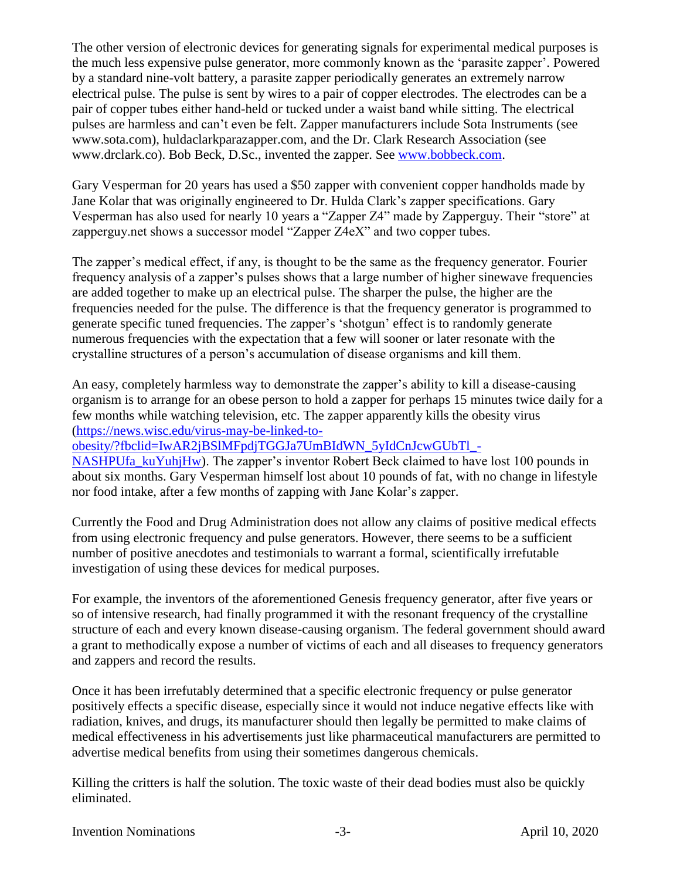The other version of electronic devices for generating signals for experimental medical purposes is the much less expensive pulse generator, more commonly known as the 'parasite zapper'. Powered by a standard nine-volt battery, a parasite zapper periodically generates an extremely narrow electrical pulse. The pulse is sent by wires to a pair of copper electrodes. The electrodes can be a pair of copper tubes either hand-held or tucked under a waist band while sitting. The electrical pulses are harmless and can't even be felt. Zapper manufacturers include Sota Instruments (see www.sota.com), huldaclarkparazapper.com, and the Dr. Clark Research Association (see www.drclark.co). Bob Beck, D.Sc., invented the zapper. See [www.bobbeck.com](www.bobbeck.com).

Gary Vesperman for 20 years has used a $50 zapper with convenient copper handholds made by Jane Kolar that was originally engineered to Dr. Hulda Clark's zapper specifications. Gary Vesperman has also used for nearly 10 years a "Zapper Z4" made by Zapperguy. Their "store" at zapperguy.net shows a successor model "Zapper Z4eX" and two copper tubes.

The zapper's medical effect, if any, is thought to be the same as the frequency generator. Fourier frequency analysis of a zapper's pulses shows that a large number of higher sinewave frequencies are added together to make up an electrical pulse. The sharper the pulse, the higher are the frequencies needed for the pulse. The difference is that the frequency generator is programmed to generate specific tuned frequencies. The zapper's 'shotgun' effect is to randomly generate numerous frequencies with the expectation that a few will sooner or later resonate with the crystalline structures of a person's accumulation of disease organisms and kill them.

An easy, completely harmless way to demonstrate the zapper's ability to kill a disease-causing organism is to arrange for an obese person to hold a zapper for perhaps 15 minutes twice daily for a few months while watching television, etc. The zapper apparently kills the obesity virus ([https://news.wisc.edu/virus-may-be-linked-to-obesity/?fbclid=IwAR2jBSlMFpdjTGGJa7UmBIdWN_5yIdCnJcwGUbTl_-NASHPUfa_kuYuhjHw](https://news.wisc.edu/virus-may-be-linked-to-obesity/?fbclid=IwAR2jBSlMFpdjTGGJa7UmBIdWN_5yIdCnJcwGUbTl_-NASHPUfa_kuYuhjHw)). The zapper's inventor Robert Beck claimed to have lost 100 pounds in about six months. Gary Vesperman himself lost about 10 pounds of fat, with no change in lifestyle nor food intake, after a few months of zapping with Jane Kolar's zapper.

Currently the Food and Drug Administration does not allow any claims of positive medical effects from using electronic frequency and pulse generators. However, there seems to be a sufficient number of positive anecdotes and testimonials to warrant a formal, scientifically irrefutable investigation of using these devices for medical purposes.

For example, the inventors of the aforementioned Genesis frequency generator, after five years or so of intensive research, had finally programmed it with the resonant frequency of the crystalline structure of each and every known disease-causing organism. The federal government should award a grant to methodically expose a number of victims of each and all diseases to frequency generators and zappers and record the results.

Once it has been irrefutably determined that a specific electronic frequency or pulse generator positively effects a specific disease, especially since it would not induce negative effects like with radiation, knives, and drugs, its manufacturer should then legally be permitted to make claims of medical effectiveness in his advertisements just like pharmaceutical manufacturers are permitted to advertise medical benefits from using their sometimes dangerous chemicals.

Killing the critters is half the solution. The toxic waste of their dead bodies must also be quickly eliminated.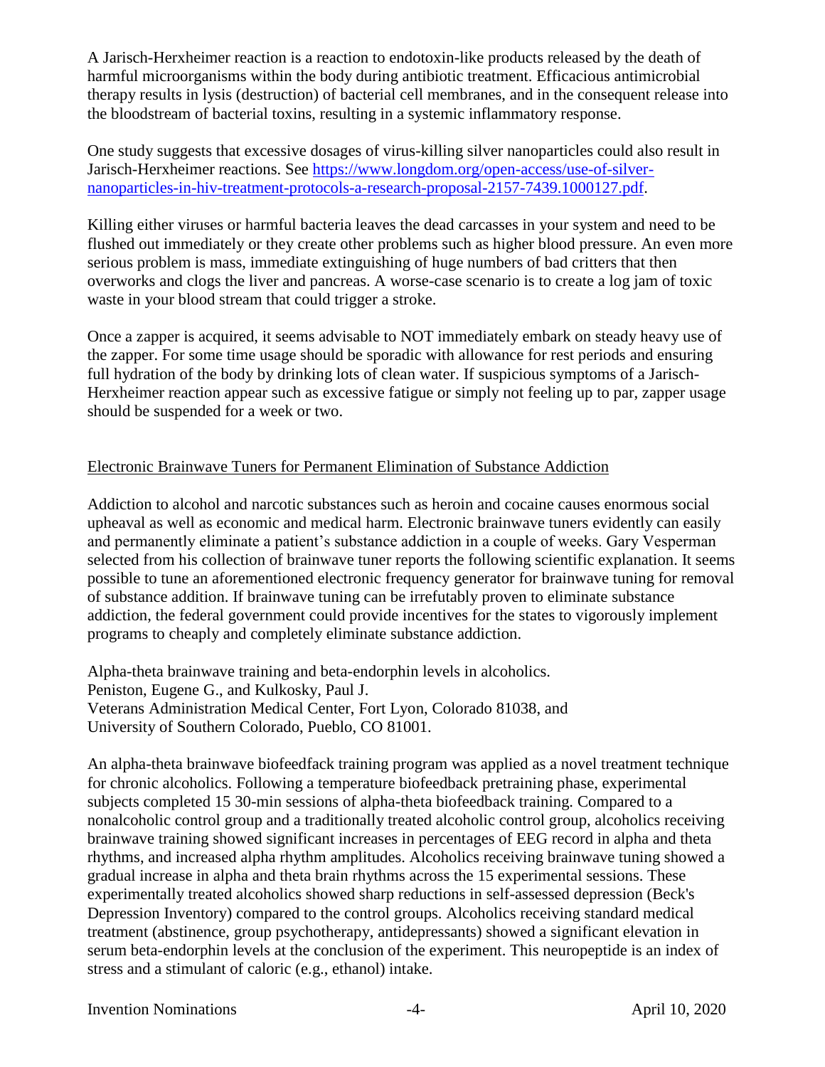A Jarisch-Herxheimer reaction is a reaction to endotoxin-like products released by the death of harmful microorganisms within the body during antibiotic treatment. Efficacious antimicrobial therapy results in lysis (destruction) of bacterial cell membranes, and in the consequent release into the bloodstream of bacterial toxins, resulting in a systemic inflammatory response.

One study suggests that excessive dosages of virus-killing silver nanoparticles could also result in Jarisch-Herxheimer reactions. See [https://www.longdom.org/open-access/use-of-silver-nanoparticles-in-hiv-treatment-protocols-a-research-proposal-2157-7439.1000127.pdf](https://www.longdom.org/open-access/use-of-silver-nanoparticles-in-hiv-treatment-protocols-a-research-proposal-2157-7439.1000127.pdf).

Killing either viruses or harmful bacteria leaves the dead carcasses in your system and need to be flushed out immediately or they create other problems such as higher blood pressure. An even more serious problem is mass, immediate extinguishing of huge numbers of bad critters that then overworks and clogs the liver and pancreas. A worse-case scenario is to create a log jam of toxic waste in your blood stream that could trigger a stroke.

Once a zapper is acquired, it seems advisable to NOT immediately embark on steady heavy use of the zapper. For some time usage should be sporadic with allowance for rest periods and ensuring full hydration of the body by drinking lots of clean water. If suspicious symptoms of a Jarisch-Herxheimer reaction appear such as excessive fatigue or simply not feeling up to par, zapper usage should be suspended for a week or two.

## Electronic Brainwave Tuners for Permanent Elimination of Substance Addiction

Addiction to alcohol and narcotic substances such as heroin and cocaine causes enormous social upheaval as well as economic and medical harm. Electronic brainwave tuners evidently can easily and permanently eliminate a patient's substance addiction in a couple of weeks. Gary Vesperman selected from his collection of brainwave tuner reports the following scientific explanation. It seems possible to tune an aforementioned electronic frequency generator for brainwave tuning for removal of substance addition. If brainwave tuning can be irrefutably proven to eliminate substance addiction, the federal government could provide incentives for the states to vigorously implement programs to cheaply and completely eliminate substance addiction.

Alpha-theta brainwave training and beta-endorphin levels in alcoholics.
Peniston, Eugene G., and Kulkosky, Paul J.
Veterans Administration Medical Center, Fort Lyon, Colorado 81038, and
University of Southern Colorado, Pueblo, CO 81001.

An alpha-theta brainwave biofeedfack training program was applied as a novel treatment technique for chronic alcoholics. Following a temperature biofeedback pretraining phase, experimental subjects completed 15 30-min sessions of alpha-theta biofeedback training. Compared to a nonalcoholic control group and a traditionally treated alcoholic control group, alcoholics receiving brainwave training showed significant increases in percentages of EEG record in alpha and theta rhythms, and increased alpha rhythm amplitudes. Alcoholics receiving brainwave tuning showed a gradual increase in alpha and theta brain rhythms across the 15 experimental sessions. These experimentally treated alcoholics showed sharp reductions in self-assessed depression (Beck's Depression Inventory) compared to the control groups. Alcoholics receiving standard medical treatment (abstinence, group psychotherapy, antidepressants) showed a significant elevation in serum beta-endorphin levels at the conclusion of the experiment. This neuropeptide is an index of stress and a stimulant of caloric (e.g., ethanol) intake.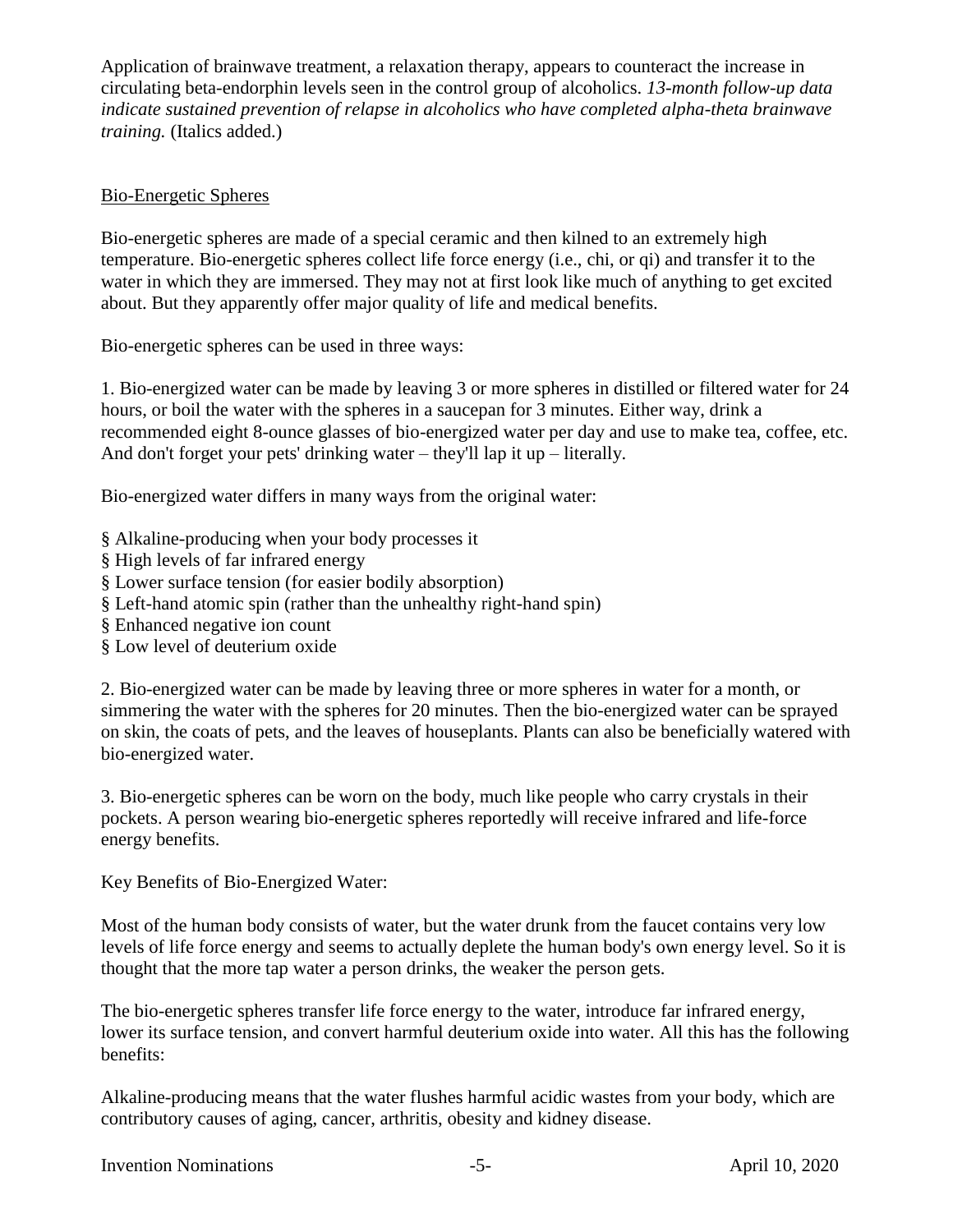Application of brainwave treatment, a relaxation therapy, appears to counteract the increase in circulating beta-endorphin levels seen in the control group of alcoholics. *13-month follow-up data indicate sustained prevention of relapse in alcoholics who have completed alpha-theta brainwave training.* (Italics added.)

## Bio-Energetic Spheres

Bio-energetic spheres are made of a special ceramic and then kilned to an extremely high temperature. Bio-energetic spheres collect life force energy (i.e., chi, or qi) and transfer it to the water in which they are immersed. They may not at first look like much of anything to get excited about. But they apparently offer major quality of life and medical benefits.

Bio-energetic spheres can be used in three ways:

1. Bio-energized water can be made by leaving 3 or more spheres in distilled or filtered water for 24 hours, or boil the water with the spheres in a saucepan for 3 minutes. Either way, drink a recommended eight 8-ounce glasses of bio-energized water per day and use to make tea, coffee, etc. And don't forget your pets' drinking water – they'll lap it up – literally.

Bio-energized water differs in many ways from the original water:

- Alkaline-producing when your body processes it
- High levels of far infrared energy
- Lower surface tension (for easier bodily absorption)
- Left-hand atomic spin (rather than the unhealthy right-hand spin)
- Enhanced negative ion count
- Low level of deuterium oxide

2. Bio-energized water can be made by leaving three or more spheres in water for a month, or simmering the water with the spheres for 20 minutes. Then the bio-energized water can be sprayed on skin, the coats of pets, and the leaves of houseplants. Plants can also be beneficially watered with bio-energized water.

3. Bio-energetic spheres can be worn on the body, much like people who carry crystals in their pockets. A person wearing bio-energetic spheres reportedly will receive infrared and life-force energy benefits.

Key Benefits of Bio-Energized Water:

Most of the human body consists of water, but the water drunk from the faucet contains very low levels of life force energy and seems to actually deplete the human body's own energy level. So it is thought that the more tap water a person drinks, the weaker the person gets.

The bio-energetic spheres transfer life force energy to the water, introduce far infrared energy, lower its surface tension, and convert harmful deuterium oxide into water. All this has the following benefits:

Alkaline-producing means that the water flushes harmful acidic wastes from your body, which are contributory causes of aging, cancer, arthritis, obesity and kidney disease.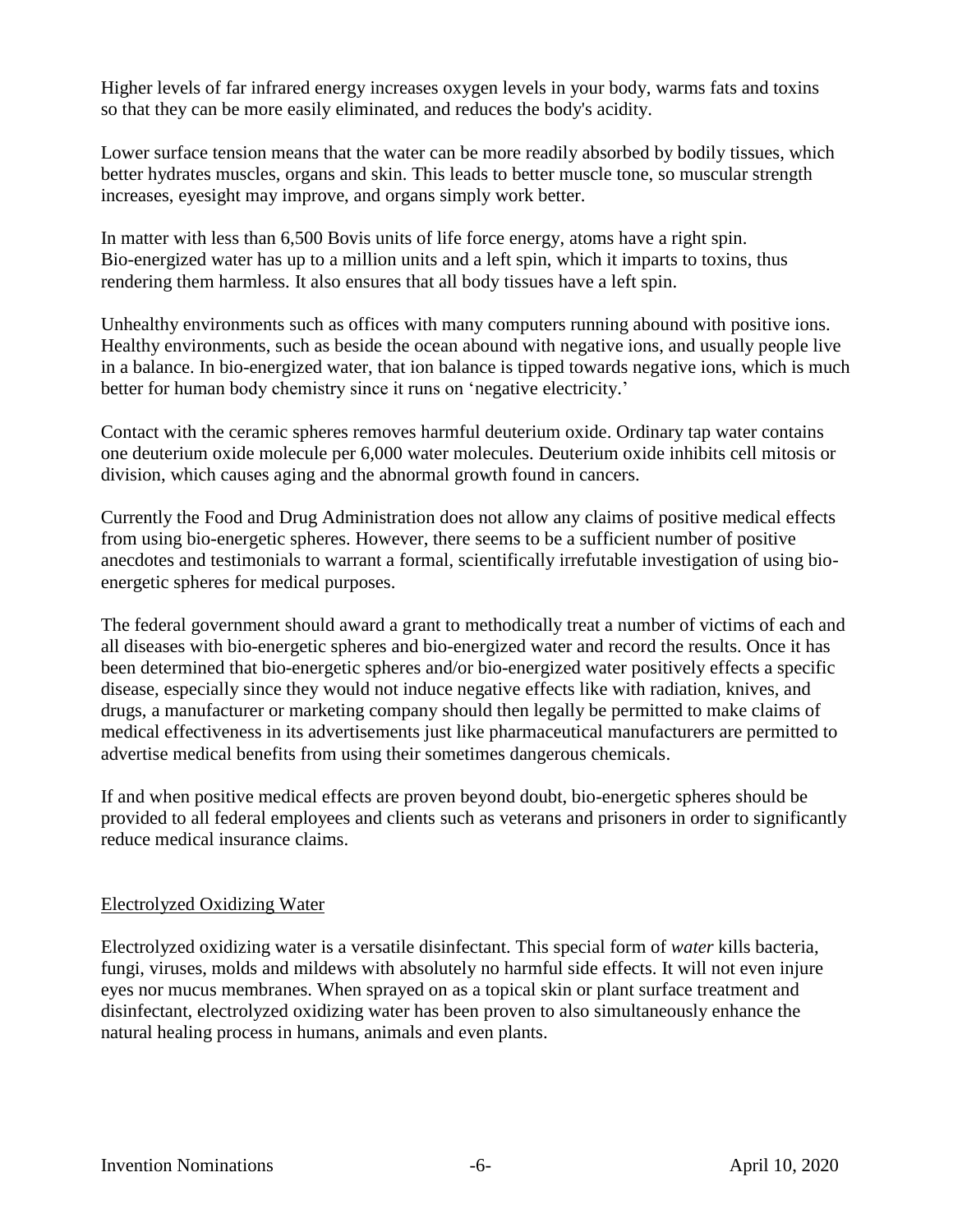Higher levels of far infrared energy increases oxygen levels in your body, warms fats and toxins so that they can be more easily eliminated, and reduces the body's acidity.

Lower surface tension means that the water can be more readily absorbed by bodily tissues, which better hydrates muscles, organs and skin. This leads to better muscle tone, so muscular strength increases, eyesight may improve, and organs simply work better.

In matter with less than 6,500 Bovis units of life force energy, atoms have a right spin. Bio-energized water has up to a million units and a left spin, which it imparts to toxins, thus rendering them harmless. It also ensures that all body tissues have a left spin.

Unhealthy environments such as offices with many computers running abound with positive ions. Healthy environments, such as beside the ocean abound with negative ions, and usually people live in a balance. In bio-energized water, that ion balance is tipped towards negative ions, which is much better for human body chemistry since it runs on 'negative electricity.'

Contact with the ceramic spheres removes harmful deuterium oxide. Ordinary tap water contains one deuterium oxide molecule per 6,000 water molecules. Deuterium oxide inhibits cell mitosis or division, which causes aging and the abnormal growth found in cancers.

Currently the Food and Drug Administration does not allow any claims of positive medical effects from using bio-energetic spheres. However, there seems to be a sufficient number of positive anecdotes and testimonials to warrant a formal, scientifically irrefutable investigation of using bio-energetic spheres for medical purposes.

The federal government should award a grant to methodically treat a number of victims of each and all diseases with bio-energetic spheres and bio-energized water and record the results. Once it has been determined that bio-energetic spheres and/or bio-energized water positively effects a specific disease, especially since they would not induce negative effects like with radiation, knives, and drugs, a manufacturer or marketing company should then legally be permitted to make claims of medical effectiveness in its advertisements just like pharmaceutical manufacturers are permitted to advertise medical benefits from using their sometimes dangerous chemicals.

If and when positive medical effects are proven beyond doubt, bio-energetic spheres should be provided to all federal employees and clients such as veterans and prisoners in order to significantly reduce medical insurance claims.

## Electrolyzed Oxidizing Water

Electrolyzed oxidizing water is a versatile disinfectant. This special form of *water* kills bacteria, fungi, viruses, molds and mildews with absolutely no harmful side effects. It will not even injure eyes nor mucus membranes. When sprayed on as a topical skin or plant surface treatment and disinfectant, electrolyzed oxidizing water has been proven to also simultaneously enhance the natural healing process in humans, animals and even plants.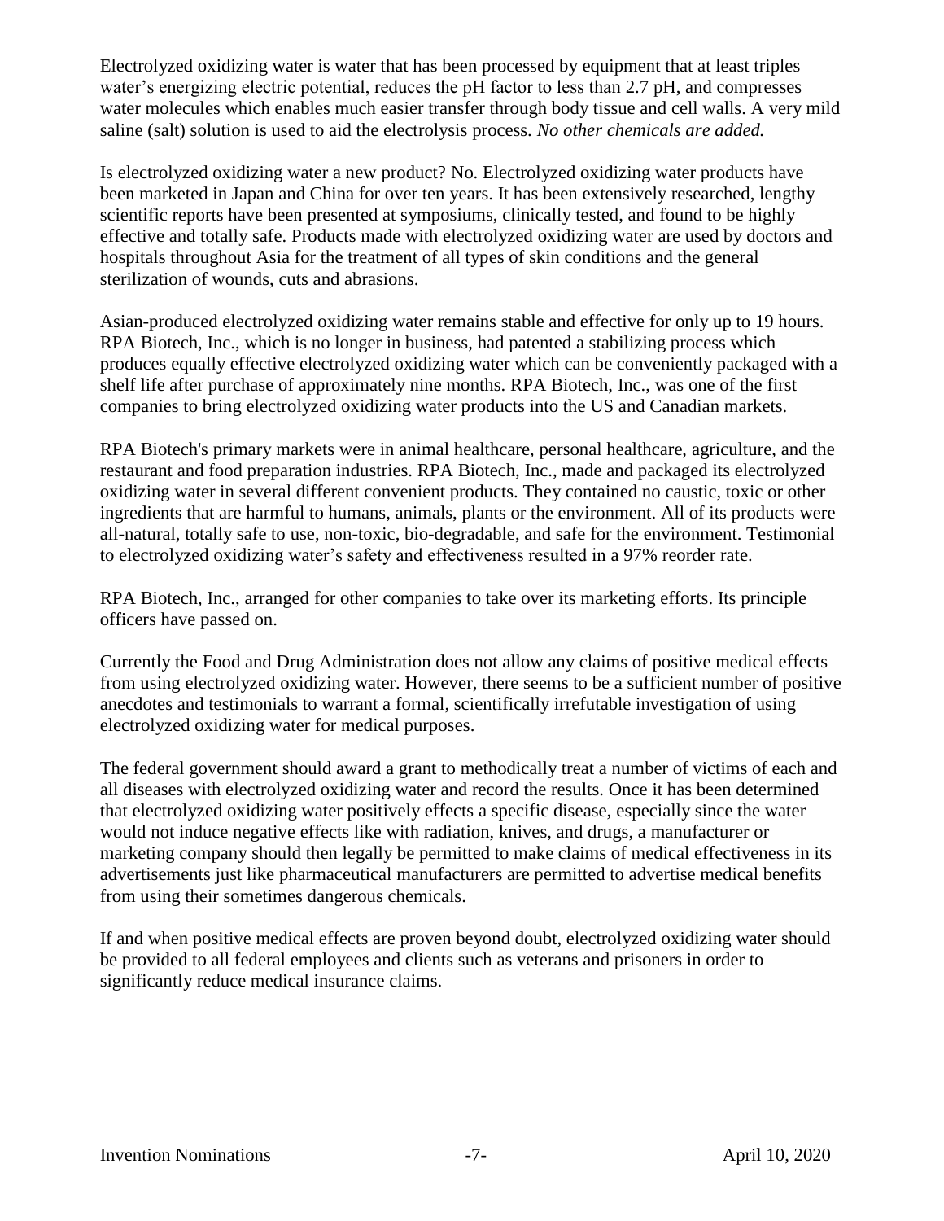Electrolyzed oxidizing water is water that has been processed by equipment that at least triples water's energizing electric potential, reduces the pH factor to less than 2.7 pH, and compresses water molecules which enables much easier transfer through body tissue and cell walls. A very mild saline (salt) solution is used to aid the electrolysis process. *No other chemicals are added.*

Is electrolyzed oxidizing water a new product? No. Electrolyzed oxidizing water products have been marketed in Japan and China for over ten years. It has been extensively researched, lengthy scientific reports have been presented at symposiums, clinically tested, and found to be highly effective and totally safe. Products made with electrolyzed oxidizing water are used by doctors and hospitals throughout Asia for the treatment of all types of skin conditions and the general sterilization of wounds, cuts and abrasions.

Asian-produced electrolyzed oxidizing water remains stable and effective for only up to 19 hours. RPA Biotech, Inc., which is no longer in business, had patented a stabilizing process which produces equally effective electrolyzed oxidizing water which can be conveniently packaged with a shelf life after purchase of approximately nine months. RPA Biotech, Inc., was one of the first companies to bring electrolyzed oxidizing water products into the US and Canadian markets.

RPA Biotech's primary markets were in animal healthcare, personal healthcare, agriculture, and the restaurant and food preparation industries. RPA Biotech, Inc., made and packaged its electrolyzed oxidizing water in several different convenient products. They contained no caustic, toxic or other ingredients that are harmful to humans, animals, plants or the environment. All of its products were all-natural, totally safe to use, non-toxic, bio-degradable, and safe for the environment. Testimonial to electrolyzed oxidizing water's safety and effectiveness resulted in a 97% reorder rate.

RPA Biotech, Inc., arranged for other companies to take over its marketing efforts. Its principle officers have passed on.

Currently the Food and Drug Administration does not allow any claims of positive medical effects from using electrolyzed oxidizing water. However, there seems to be a sufficient number of positive anecdotes and testimonials to warrant a formal, scientifically irrefutable investigation of using electrolyzed oxidizing water for medical purposes.

The federal government should award a grant to methodically treat a number of victims of each and all diseases with electrolyzed oxidizing water and record the results. Once it has been determined that electrolyzed oxidizing water positively effects a specific disease, especially since the water would not induce negative effects like with radiation, knives, and drugs, a manufacturer or marketing company should then legally be permitted to make claims of medical effectiveness in its advertisements just like pharmaceutical manufacturers are permitted to advertise medical benefits from using their sometimes dangerous chemicals.

If and when positive medical effects are proven beyond doubt, electrolyzed oxidizing water should be provided to all federal employees and clients such as veterans and prisoners in order to significantly reduce medical insurance claims.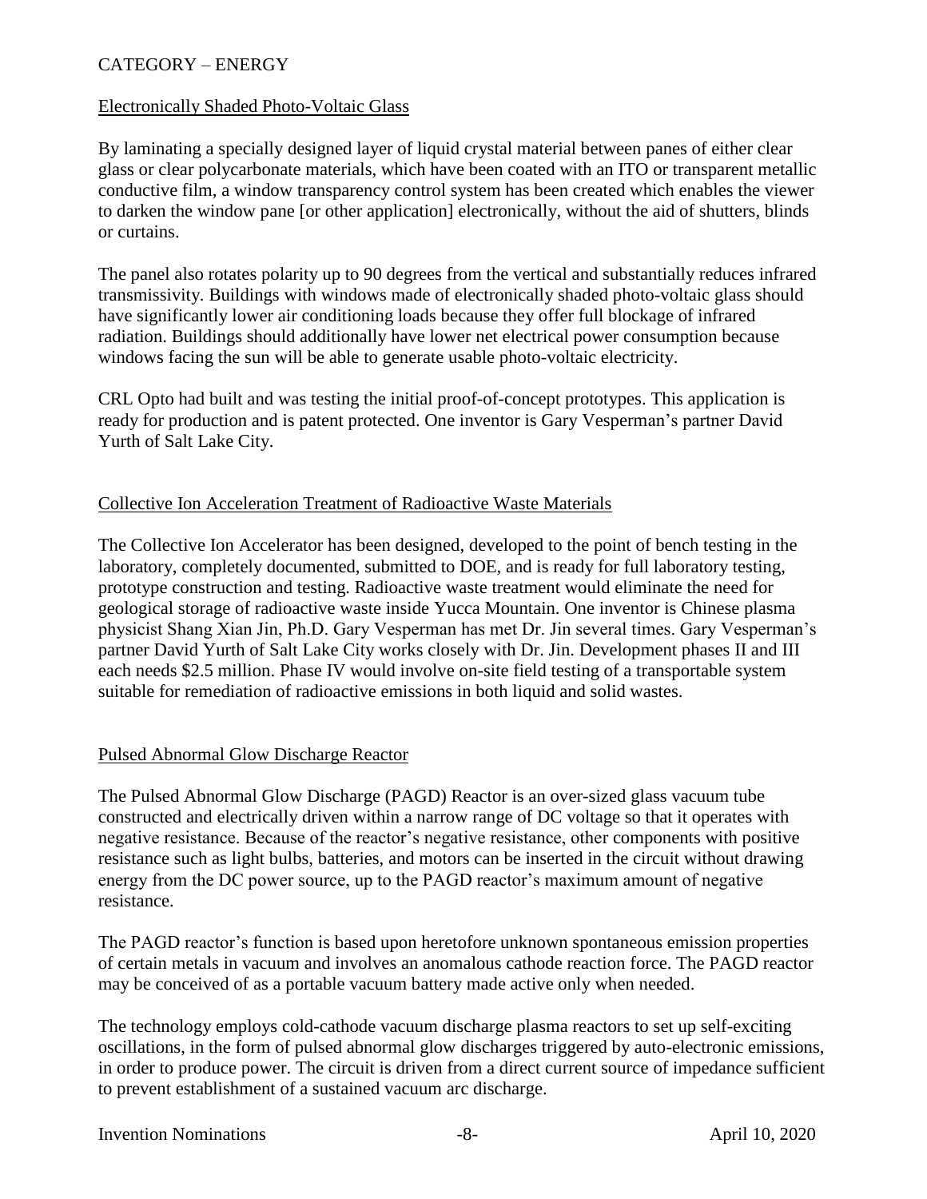CATEGORY – ENERGY

Electronically Shaded Photo-Voltaic Glass

By laminating a specially designed layer of liquid crystal material between panes of either clear glass or clear polycarbonate materials, which have been coated with an ITO or transparent metallic conductive film, a window transparency control system has been created which enables the viewer to darken the window pane [or other application] electronically, without the aid of shutters, blinds or curtains.

The panel also rotates polarity up to 90 degrees from the vertical and substantially reduces infrared transmissivity. Buildings with windows made of electronically shaded photo-voltaic glass should have significantly lower air conditioning loads because they offer full blockage of infrared radiation. Buildings should additionally have lower net electrical power consumption because windows facing the sun will be able to generate usable photo-voltaic electricity.

CRL Opto had built and was testing the initial proof-of-concept prototypes. This application is ready for production and is patent protected. One inventor is Gary Vesperman's partner David Yurth of Salt Lake City.

Collective Ion Acceleration Treatment of Radioactive Waste Materials

The Collective Ion Accelerator has been designed, developed to the point of bench testing in the laboratory, completely documented, submitted to DOE, and is ready for full laboratory testing, prototype construction and testing. Radioactive waste treatment would eliminate the need for geological storage of radioactive waste inside Yucca Mountain. One inventor is Chinese plasma physicist Shang Xian Jin, Ph.D. Gary Vesperman has met Dr. Jin several times. Gary Vesperman's partner David Yurth of Salt Lake City works closely with Dr. Jin. Development phases II and III each needs $2.5 million. Phase IV would involve on-site field testing of a transportable system suitable for remediation of radioactive emissions in both liquid and solid wastes.

Pulsed Abnormal Glow Discharge Reactor

The Pulsed Abnormal Glow Discharge (PAGD) Reactor is an over-sized glass vacuum tube constructed and electrically driven within a narrow range of DC voltage so that it operates with negative resistance. Because of the reactor's negative resistance, other components with positive resistance such as light bulbs, batteries, and motors can be inserted in the circuit without drawing energy from the DC power source, up to the PAGD reactor's maximum amount of negative resistance.

The PAGD reactor's function is based upon heretofore unknown spontaneous emission properties of certain metals in vacuum and involves an anomalous cathode reaction force. The PAGD reactor may be conceived of as a portable vacuum battery made active only when needed.

The technology employs cold-cathode vacuum discharge plasma reactors to set up self-exciting oscillations, in the form of pulsed abnormal glow discharges triggered by auto-electronic emissions, in order to produce power. The circuit is driven from a direct current source of impedance sufficient to prevent establishment of a sustained vacuum arc discharge.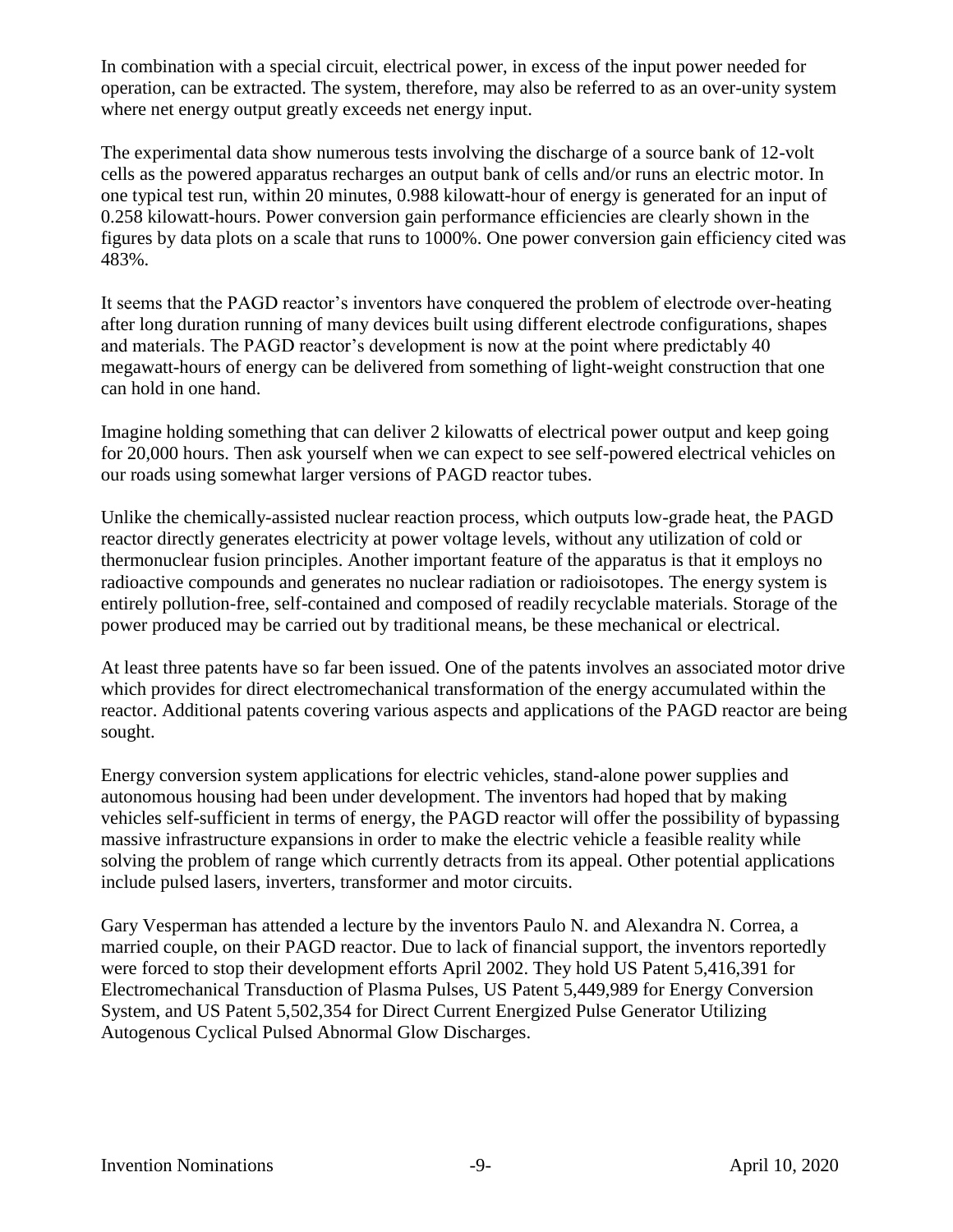In combination with a special circuit, electrical power, in excess of the input power needed for operation, can be extracted. The system, therefore, may also be referred to as an over-unity system where net energy output greatly exceeds net energy input.

The experimental data show numerous tests involving the discharge of a source bank of 12-volt cells as the powered apparatus recharges an output bank of cells and/or runs an electric motor. In one typical test run, within 20 minutes, 0.988 kilowatt-hour of energy is generated for an input of 0.258 kilowatt-hours. Power conversion gain performance efficiencies are clearly shown in the figures by data plots on a scale that runs to 1000%. One power conversion gain efficiency cited was 483%.

It seems that the PAGD reactor's inventors have conquered the problem of electrode over-heating after long duration running of many devices built using different electrode configurations, shapes and materials. The PAGD reactor's development is now at the point where predictably 40 megawatt-hours of energy can be delivered from something of light-weight construction that one can hold in one hand.

Imagine holding something that can deliver 2 kilowatts of electrical power output and keep going for 20,000 hours. Then ask yourself when we can expect to see self-powered electrical vehicles on our roads using somewhat larger versions of PAGD reactor tubes.

Unlike the chemically-assisted nuclear reaction process, which outputs low-grade heat, the PAGD reactor directly generates electricity at power voltage levels, without any utilization of cold or thermonuclear fusion principles. Another important feature of the apparatus is that it employs no radioactive compounds and generates no nuclear radiation or radioisotopes. The energy system is entirely pollution-free, self-contained and composed of readily recyclable materials. Storage of the power produced may be carried out by traditional means, be these mechanical or electrical.

At least three patents have so far been issued. One of the patents involves an associated motor drive which provides for direct electromechanical transformation of the energy accumulated within the reactor. Additional patents covering various aspects and applications of the PAGD reactor are being sought.

Energy conversion system applications for electric vehicles, stand-alone power supplies and autonomous housing had been under development. The inventors had hoped that by making vehicles self-sufficient in terms of energy, the PAGD reactor will offer the possibility of bypassing massive infrastructure expansions in order to make the electric vehicle a feasible reality while solving the problem of range which currently detracts from its appeal. Other potential applications include pulsed lasers, inverters, transformer and motor circuits.

Gary Vesperman has attended a lecture by the inventors Paulo N. and Alexandra N. Correa, a married couple, on their PAGD reactor. Due to lack of financial support, the inventors reportedly were forced to stop their development efforts April 2002. They hold US Patent 5,416,391 for Electromechanical Transduction of Plasma Pulses, US Patent 5,449,989 for Energy Conversion System, and US Patent 5,502,354 for Direct Current Energized Pulse Generator Utilizing Autogenous Cyclical Pulsed Abnormal Glow Discharges.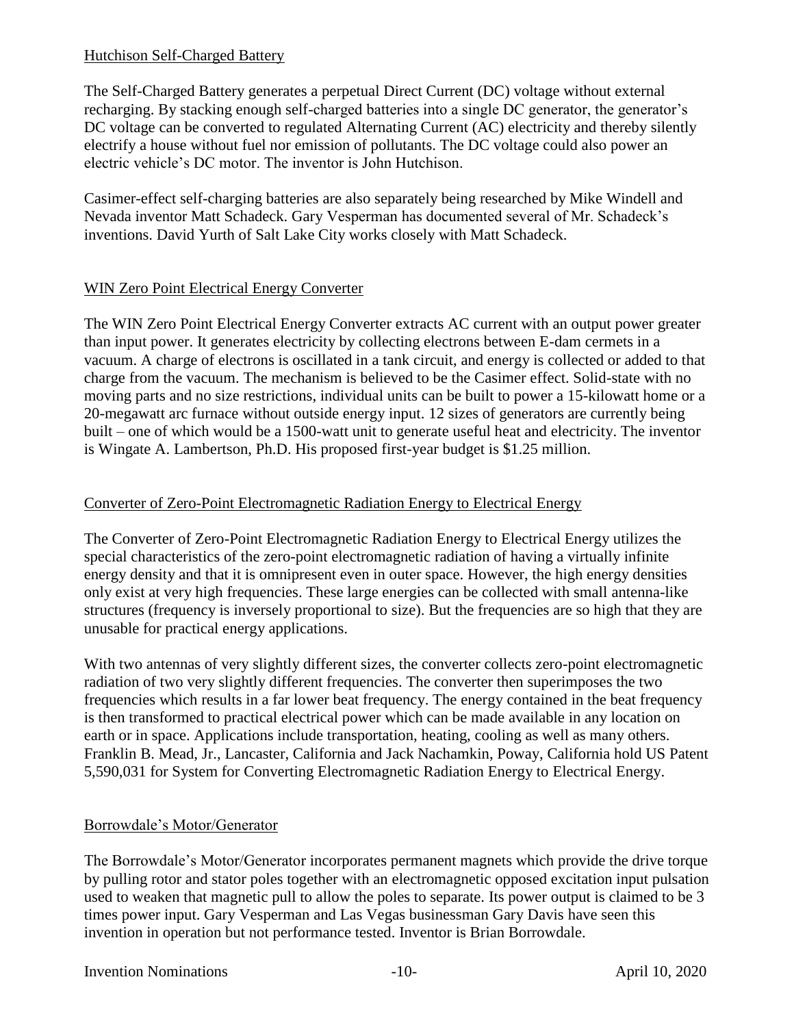## Hutchison Self-Charged Battery

The Self-Charged Battery generates a perpetual Direct Current (DC) voltage without external recharging. By stacking enough self-charged batteries into a single DC generator, the generator's DC voltage can be converted to regulated Alternating Current (AC) electricity and thereby silently electrify a house without fuel nor emission of pollutants. The DC voltage could also power an electric vehicle's DC motor. The inventor is John Hutchison.

Casimer-effect self-charging batteries are also separately being researched by Mike Windell and Nevada inventor Matt Schadeck. Gary Vesperman has documented several of Mr. Schadeck's inventions. David Yurth of Salt Lake City works closely with Matt Schadeck.

## WIN Zero Point Electrical Energy Converter

The WIN Zero Point Electrical Energy Converter extracts AC current with an output power greater than input power. It generates electricity by collecting electrons between E-dam cermets in a vacuum. A charge of electrons is oscillated in a tank circuit, and energy is collected or added to that charge from the vacuum. The mechanism is believed to be the Casimer effect. Solid-state with no moving parts and no size restrictions, individual units can be built to power a 15-kilowatt home or a 20-megawatt arc furnace without outside energy input. 12 sizes of generators are currently being built – one of which would be a 1500-watt unit to generate useful heat and electricity. The inventor is Wingate A. Lambertson, Ph.D. His proposed first-year budget is $1.25 million.

## Converter of Zero-Point Electromagnetic Radiation Energy to Electrical Energy

The Converter of Zero-Point Electromagnetic Radiation Energy to Electrical Energy utilizes the special characteristics of the zero-point electromagnetic radiation of having a virtually infinite energy density and that it is omnipresent even in outer space. However, the high energy densities only exist at very high frequencies. These large energies can be collected with small antenna-like structures (frequency is inversely proportional to size). But the frequencies are so high that they are unusable for practical energy applications.

With two antennas of very slightly different sizes, the converter collects zero-point electromagnetic radiation of two very slightly different frequencies. The converter then superimposes the two frequencies which results in a far lower beat frequency. The energy contained in the beat frequency is then transformed to practical electrical power which can be made available in any location on earth or in space. Applications include transportation, heating, cooling as well as many others. Franklin B. Mead, Jr., Lancaster, California and Jack Nachamkin, Poway, California hold US Patent 5,590,031 for System for Converting Electromagnetic Radiation Energy to Electrical Energy.

## Borrowdale's Motor/Generator

The Borrowdale's Motor/Generator incorporates permanent magnets which provide the drive torque by pulling rotor and stator poles together with an electromagnetic opposed excitation input pulsation used to weaken that magnetic pull to allow the poles to separate. Its power output is claimed to be 3 times power input. Gary Vesperman and Las Vegas businessman Gary Davis have seen this invention in operation but not performance tested. Inventor is Brian Borrowdale.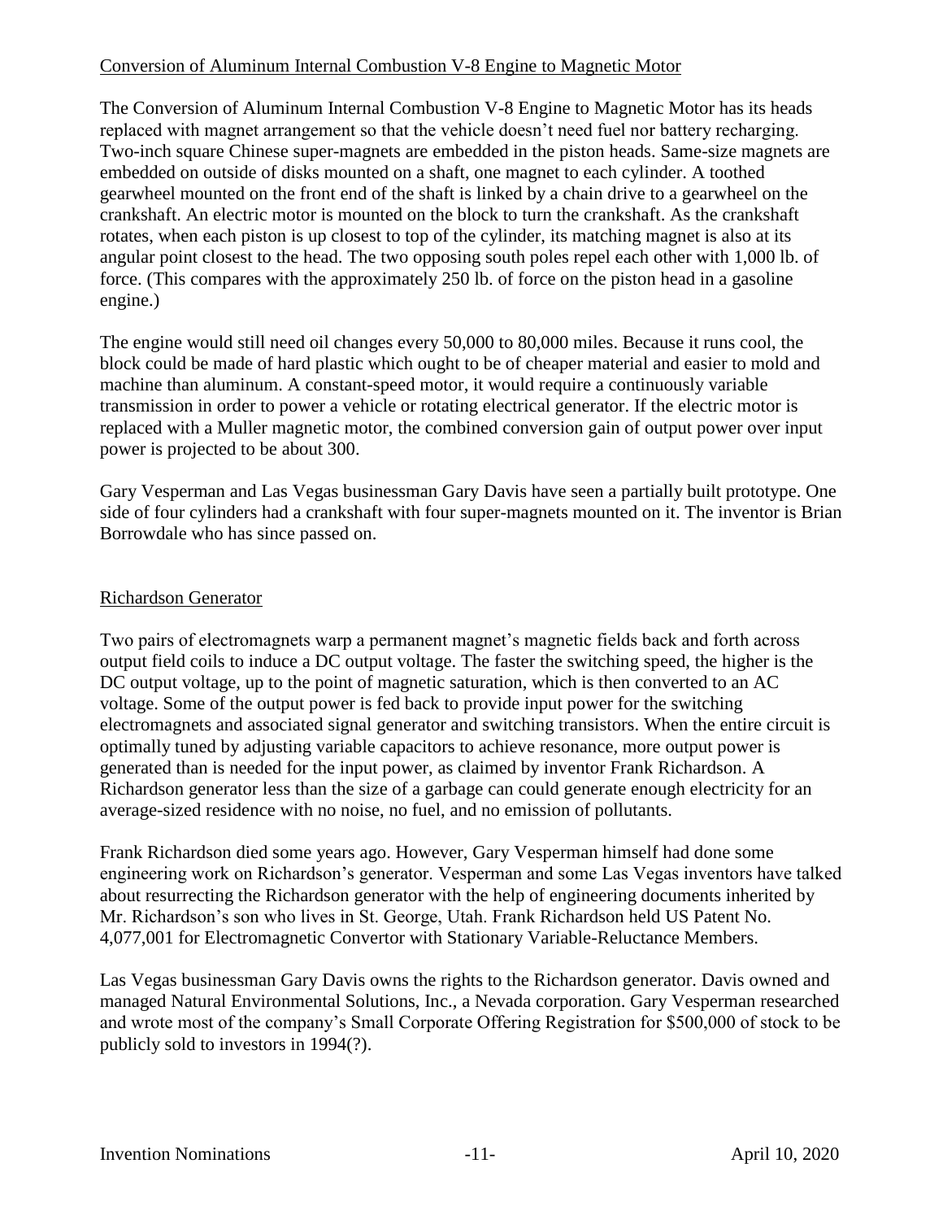Conversion of Aluminum Internal Combustion V-8 Engine to Magnetic Motor

The Conversion of Aluminum Internal Combustion V-8 Engine to Magnetic Motor has its heads replaced with magnet arrangement so that the vehicle doesn't need fuel nor battery recharging. Two-inch square Chinese super-magnets are embedded in the piston heads. Same-size magnets are embedded on outside of disks mounted on a shaft, one magnet to each cylinder. A toothed gearwheel mounted on the front end of the shaft is linked by a chain drive to a gearwheel on the crankshaft. An electric motor is mounted on the block to turn the crankshaft. As the crankshaft rotates, when each piston is up closest to top of the cylinder, its matching magnet is also at its angular point closest to the head. The two opposing south poles repel each other with 1,000 lb. of force. (This compares with the approximately 250 lb. of force on the piston head in a gasoline engine.)

The engine would still need oil changes every 50,000 to 80,000 miles. Because it runs cool, the block could be made of hard plastic which ought to be of cheaper material and easier to mold and machine than aluminum. A constant-speed motor, it would require a continuously variable transmission in order to power a vehicle or rotating electrical generator. If the electric motor is replaced with a Muller magnetic motor, the combined conversion gain of output power over input power is projected to be about 300.

Gary Vesperman and Las Vegas businessman Gary Davis have seen a partially built prototype. One side of four cylinders had a crankshaft with four super-magnets mounted on it. The inventor is Brian Borrowdale who has since passed on.

Richardson Generator

Two pairs of electromagnets warp a permanent magnet's magnetic fields back and forth across output field coils to induce a DC output voltage. The faster the switching speed, the higher is the DC output voltage, up to the point of magnetic saturation, which is then converted to an AC voltage. Some of the output power is fed back to provide input power for the switching electromagnets and associated signal generator and switching transistors. When the entire circuit is optimally tuned by adjusting variable capacitors to achieve resonance, more output power is generated than is needed for the input power, as claimed by inventor Frank Richardson. A Richardson generator less than the size of a garbage can could generate enough electricity for an average-sized residence with no noise, no fuel, and no emission of pollutants.

Frank Richardson died some years ago. However, Gary Vesperman himself had done some engineering work on Richardson's generator. Vesperman and some Las Vegas inventors have talked about resurrecting the Richardson generator with the help of engineering documents inherited by Mr. Richardson's son who lives in St. George, Utah. Frank Richardson held US Patent No. 4,077,001 for Electromagnetic Convertor with Stationary Variable-Reluctance Members.

Las Vegas businessman Gary Davis owns the rights to the Richardson generator. Davis owned and managed Natural Environmental Solutions, Inc., a Nevada corporation. Gary Vesperman researched and wrote most of the company's Small Corporate Offering Registration for $500,000 of stock to be publicly sold to investors in 1994(?).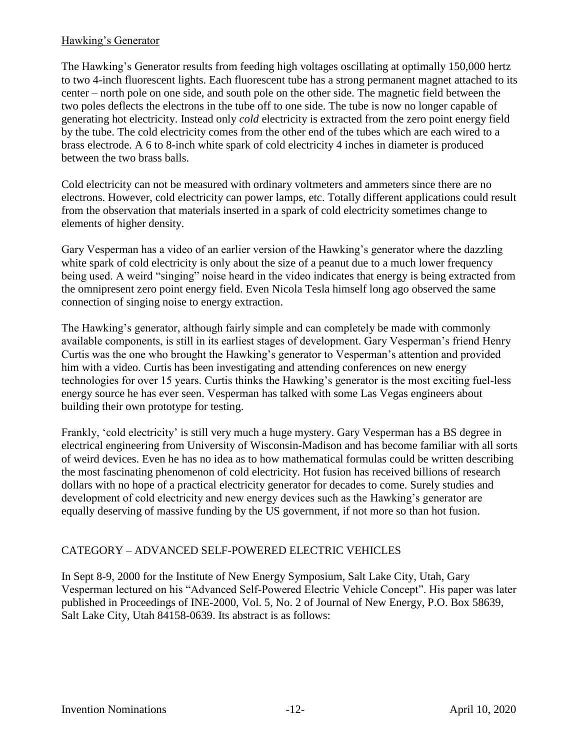## Hawking's Generator

The Hawking's Generator results from feeding high voltages oscillating at optimally 150,000 hertz to two 4-inch fluorescent lights. Each fluorescent tube has a strong permanent magnet attached to its center – north pole on one side, and south pole on the other side. The magnetic field between the two poles deflects the electrons in the tube off to one side. The tube is now no longer capable of generating hot electricity. Instead only *cold* electricity is extracted from the zero point energy field by the tube. The cold electricity comes from the other end of the tubes which are each wired to a brass electrode. A 6 to 8-inch white spark of cold electricity 4 inches in diameter is produced between the two brass balls.

Cold electricity can not be measured with ordinary voltmeters and ammeters since there are no electrons. However, cold electricity can power lamps, etc. Totally different applications could result from the observation that materials inserted in a spark of cold electricity sometimes change to elements of higher density.

Gary Vesperman has a video of an earlier version of the Hawking's generator where the dazzling white spark of cold electricity is only about the size of a peanut due to a much lower frequency being used. A weird "singing" noise heard in the video indicates that energy is being extracted from the omnipresent zero point energy field. Even Nicola Tesla himself long ago observed the same connection of singing noise to energy extraction.

The Hawking's generator, although fairly simple and can completely be made with commonly available components, is still in its earliest stages of development. Gary Vesperman's friend Henry Curtis was the one who brought the Hawking's generator to Vesperman's attention and provided him with a video. Curtis has been investigating and attending conferences on new energy technologies for over 15 years. Curtis thinks the Hawking's generator is the most exciting fuel-less energy source he has ever seen. Vesperman has talked with some Las Vegas engineers about building their own prototype for testing.

Frankly, 'cold electricity' is still very much a huge mystery. Gary Vesperman has a BS degree in electrical engineering from University of Wisconsin-Madison and has become familiar with all sorts of weird devices. Even he has no idea as to how mathematical formulas could be written describing the most fascinating phenomenon of cold electricity. Hot fusion has received billions of research dollars with no hope of a practical electricity generator for decades to come. Surely studies and development of cold electricity and new energy devices such as the Hawking's generator are equally deserving of massive funding by the US government, if not more so than hot fusion.

## CATEGORY – ADVANCED SELF-POWERED ELECTRIC VEHICLES

In Sept 8-9, 2000 for the Institute of New Energy Symposium, Salt Lake City, Utah, Gary Vesperman lectured on his "Advanced Self-Powered Electric Vehicle Concept". His paper was later published in Proceedings of INE-2000, Vol. 5, No. 2 of Journal of New Energy, P.O. Box 58639, Salt Lake City, Utah 84158-0639. Its abstract is as follows: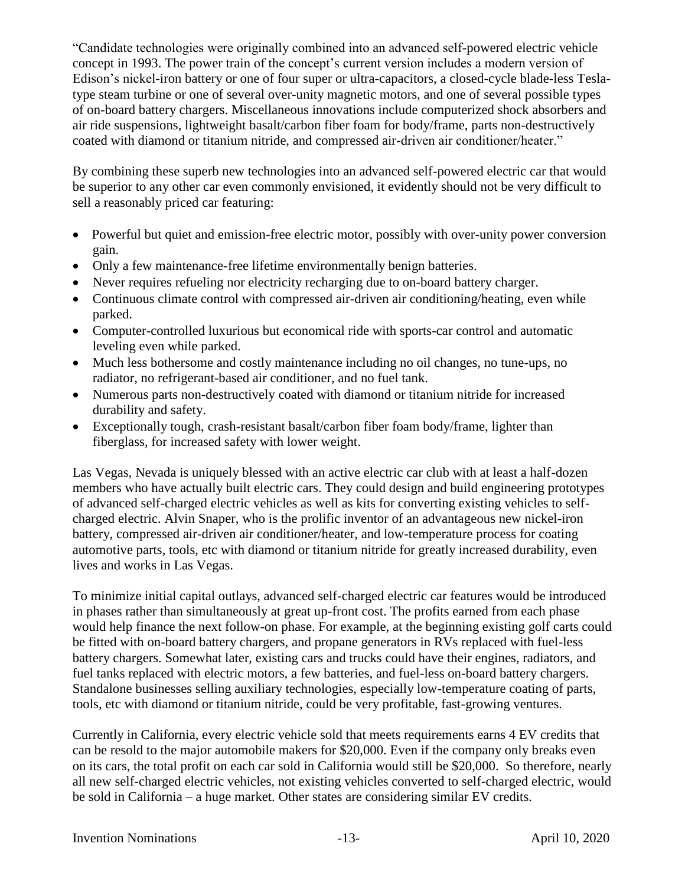"Candidate technologies were originally combined into an advanced self-powered electric vehicle concept in 1993. The power train of the concept's current version includes a modern version of Edison's nickel-iron battery or one of four super or ultra-capacitors, a closed-cycle blade-less Tesla-type steam turbine or one of several over-unity magnetic motors, and one of several possible types of on-board battery chargers. Miscellaneous innovations include computerized shock absorbers and air ride suspensions, lightweight basalt/carbon fiber foam for body/frame, parts non-destructively coated with diamond or titanium nitride, and compressed air-driven air conditioner/heater."

By combining these superb new technologies into an advanced self-powered electric car that would be superior to any other car even commonly envisioned, it evidently should not be very difficult to sell a reasonably priced car featuring:

- Powerful but quiet and emission-free electric motor, possibly with over-unity power conversion gain.
- Only a few maintenance-free lifetime environmentally benign batteries.
- Never requires refueling nor electricity recharging due to on-board battery charger.
- Continuous climate control with compressed air-driven air conditioning/heating, even while parked.
- Computer-controlled luxurious but economical ride with sports-car control and automatic leveling even while parked.
- Much less bothersome and costly maintenance including no oil changes, no tune-ups, no radiator, no refrigerant-based air conditioner, and no fuel tank.
- Numerous parts non-destructively coated with diamond or titanium nitride for increased durability and safety.
- Exceptionally tough, crash-resistant basalt/carbon fiber foam body/frame, lighter than fiberglass, for increased safety with lower weight.

Las Vegas, Nevada is uniquely blessed with an active electric car club with at least a half-dozen members who have actually built electric cars. They could design and build engineering prototypes of advanced self-charged electric vehicles as well as kits for converting existing vehicles to self-charged electric. Alvin Snaper, who is the prolific inventor of an advantageous new nickel-iron battery, compressed air-driven air conditioner/heater, and low-temperature process for coating automotive parts, tools, etc with diamond or titanium nitride for greatly increased durability, even lives and works in Las Vegas.

To minimize initial capital outlays, advanced self-charged electric car features would be introduced in phases rather than simultaneously at great up-front cost. The profits earned from each phase would help finance the next follow-on phase. For example, at the beginning existing golf carts could be fitted with on-board battery chargers, and propane generators in RVs replaced with fuel-less battery chargers. Somewhat later, existing cars and trucks could have their engines, radiators, and fuel tanks replaced with electric motors, a few batteries, and fuel-less on-board battery chargers. Standalone businesses selling auxiliary technologies, especially low-temperature coating of parts, tools, etc with diamond or titanium nitride, could be very profitable, fast-growing ventures.

Currently in California, every electric vehicle sold that meets requirements earns 4 EV credits that can be resold to the major automobile makers for $20,000. Even if the company only breaks even on its cars, the total profit on each car sold in California would still be $20,000. So therefore, nearly all new self-charged electric vehicles, not existing vehicles converted to self-charged electric, would be sold in California – a huge market. Other states are considering similar EV credits.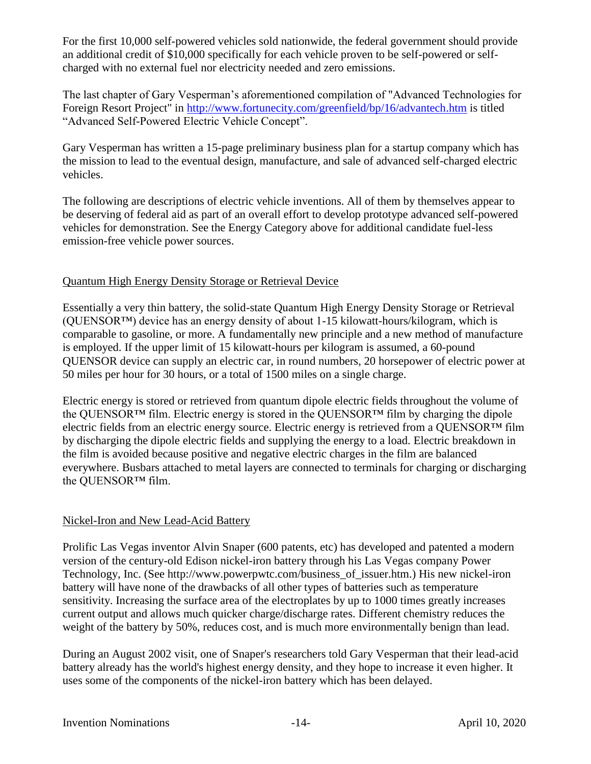For the first 10,000 self-powered vehicles sold nationwide, the federal government should provide an additional credit of $10,000 specifically for each vehicle proven to be self-powered or self-charged with no external fuel nor electricity needed and zero emissions.

The last chapter of Gary Vesperman's aforementioned compilation of "Advanced Technologies for Foreign Resort Project" in http://www.fortunecity.com/greenfield/bp/16/advantech.htm is titled "Advanced Self-Powered Electric Vehicle Concept".

Gary Vesperman has written a 15-page preliminary business plan for a startup company which has the mission to lead to the eventual design, manufacture, and sale of advanced self-charged electric vehicles.

The following are descriptions of electric vehicle inventions. All of them by themselves appear to be deserving of federal aid as part of an overall effort to develop prototype advanced self-powered vehicles for demonstration. See the Energy Category above for additional candidate fuel-less emission-free vehicle power sources.

## Quantum High Energy Density Storage or Retrieval Device

Essentially a very thin battery, the solid-state Quantum High Energy Density Storage or Retrieval (QUENSOR™) device has an energy density of about 1-15 kilowatt-hours/kilogram, which is comparable to gasoline, or more. A fundamentally new principle and a new method of manufacture is employed. If the upper limit of 15 kilowatt-hours per kilogram is assumed, a 60-pound QUENSOR device can supply an electric car, in round numbers, 20 horsepower of electric power at 50 miles per hour for 30 hours, or a total of 1500 miles on a single charge.

Electric energy is stored or retrieved from quantum dipole electric fields throughout the volume of the QUENSOR™ film. Electric energy is stored in the QUENSOR™ film by charging the dipole electric fields from an electric energy source. Electric energy is retrieved from a QUENSOR™ film by discharging the dipole electric fields and supplying the energy to a load. Electric breakdown in the film is avoided because positive and negative electric charges in the film are balanced everywhere. Busbars attached to metal layers are connected to terminals for charging or discharging the QUENSOR™ film.

## Nickel-Iron and New Lead-Acid Battery

Prolific Las Vegas inventor Alvin Snaper (600 patents, etc) has developed and patented a modern version of the century-old Edison nickel-iron battery through his Las Vegas company Power Technology, Inc. (See http://www.powerpwtc.com/business_of_issuer.htm.) His new nickel-iron battery will have none of the drawbacks of all other types of batteries such as temperature sensitivity. Increasing the surface area of the electroplates by up to 1000 times greatly increases current output and allows much quicker charge/discharge rates. Different chemistry reduces the weight of the battery by 50%, reduces cost, and is much more environmentally benign than lead.

During an August 2002 visit, one of Snaper's researchers told Gary Vesperman that their lead-acid battery already has the world's highest energy density, and they hope to increase it even higher. It uses some of the components of the nickel-iron battery which has been delayed.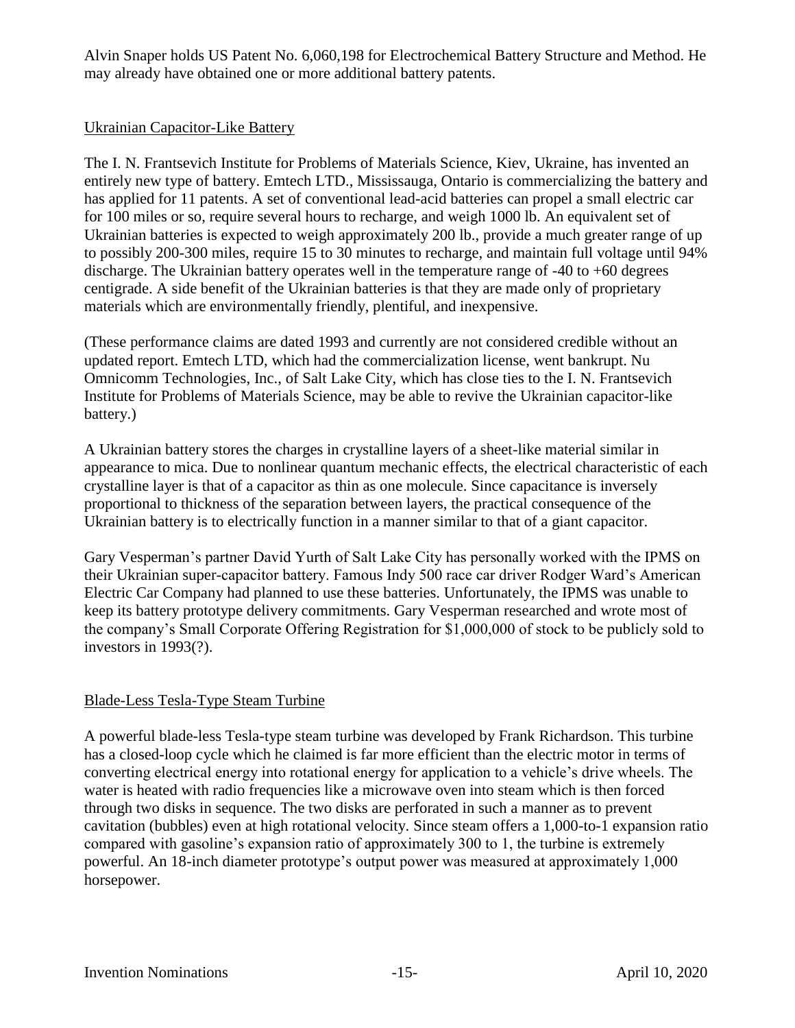Alvin Snaper holds US Patent No. 6,060,198 for Electrochemical Battery Structure and Method. He may already have obtained one or more additional battery patents.

### Ukrainian Capacitor-Like Battery

The I. N. Frantsevich Institute for Problems of Materials Science, Kiev, Ukraine, has invented an entirely new type of battery. Emtech LTD., Mississauga, Ontario is commercializing the battery and has applied for 11 patents. A set of conventional lead-acid batteries can propel a small electric car for 100 miles or so, require several hours to recharge, and weigh 1000 lb. An equivalent set of Ukrainian batteries is expected to weigh approximately 200 lb., provide a much greater range of up to possibly 200-300 miles, require 15 to 30 minutes to recharge, and maintain full voltage until 94% discharge. The Ukrainian battery operates well in the temperature range of -40 to +60 degrees centigrade. A side benefit of the Ukrainian batteries is that they are made only of proprietary materials which are environmentally friendly, plentiful, and inexpensive.

(These performance claims are dated 1993 and currently are not considered credible without an updated report. Emtech LTD, which had the commercialization license, went bankrupt. Nu Omnicomm Technologies, Inc., of Salt Lake City, which has close ties to the I. N. Frantsevich Institute for Problems of Materials Science, may be able to revive the Ukrainian capacitor-like battery.)

A Ukrainian battery stores the charges in crystalline layers of a sheet-like material similar in appearance to mica. Due to nonlinear quantum mechanic effects, the electrical characteristic of each crystalline layer is that of a capacitor as thin as one molecule. Since capacitance is inversely proportional to thickness of the separation between layers, the practical consequence of the Ukrainian battery is to electrically function in a manner similar to that of a giant capacitor.

Gary Vesperman's partner David Yurth of Salt Lake City has personally worked with the IPMS on their Ukrainian super-capacitor battery. Famous Indy 500 race car driver Rodger Ward's American Electric Car Company had planned to use these batteries. Unfortunately, the IPMS was unable to keep its battery prototype delivery commitments. Gary Vesperman researched and wrote most of the company's Small Corporate Offering Registration for $1,000,000 of stock to be publicly sold to investors in 1993(?).

### Blade-Less Tesla-Type Steam Turbine

A powerful blade-less Tesla-type steam turbine was developed by Frank Richardson. This turbine has a closed-loop cycle which he claimed is far more efficient than the electric motor in terms of converting electrical energy into rotational energy for application to a vehicle's drive wheels. The water is heated with radio frequencies like a microwave oven into steam which is then forced through two disks in sequence. The two disks are perforated in such a manner as to prevent cavitation (bubbles) even at high rotational velocity. Since steam offers a 1,000-to-1 expansion ratio compared with gasoline's expansion ratio of approximately 300 to 1, the turbine is extremely powerful. An 18-inch diameter prototype's output power was measured at approximately 1,000 horsepower.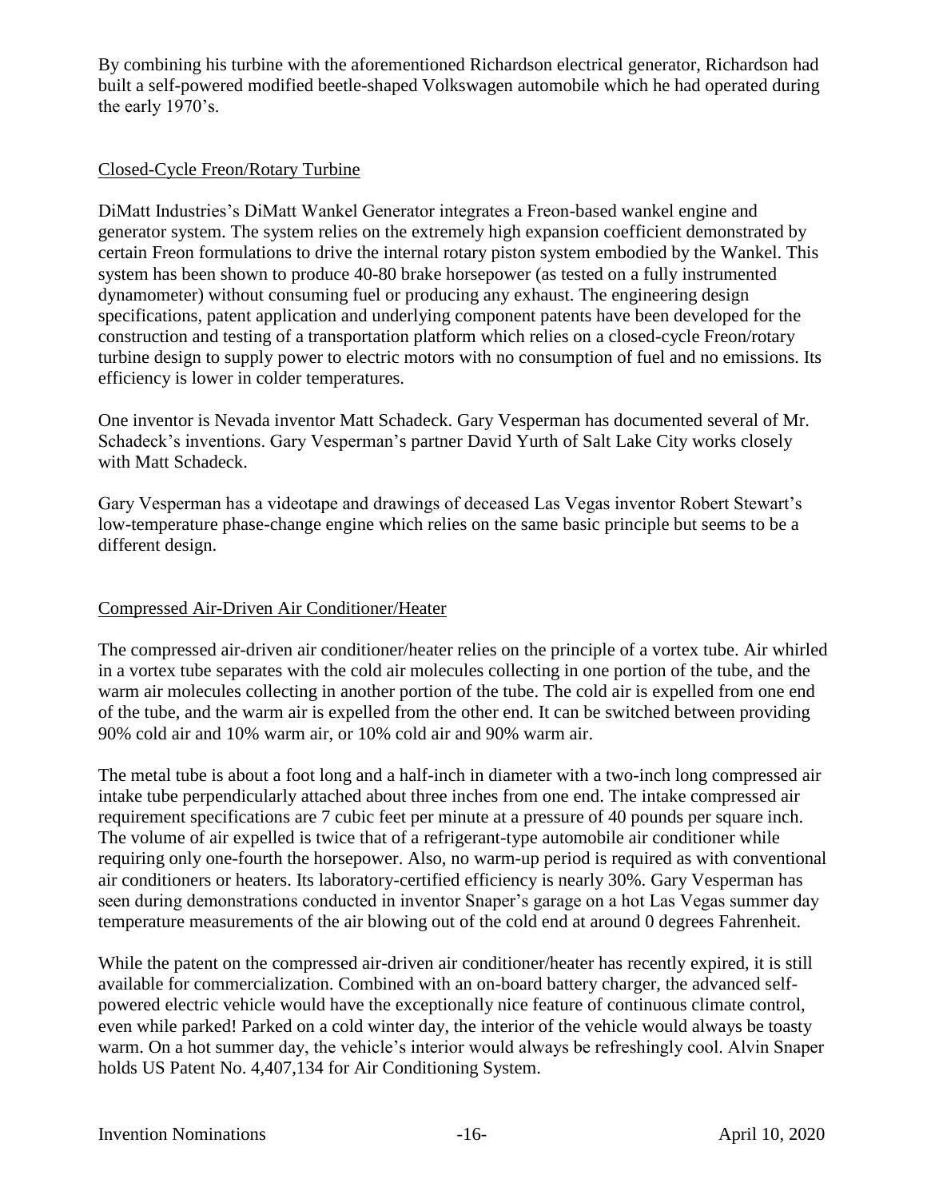By combining his turbine with the aforementioned Richardson electrical generator, Richardson had built a self-powered modified beetle-shaped Volkswagen automobile which he had operated during the early 1970's.

## Closed-Cycle Freon/Rotary Turbine

DiMatt Industries's DiMatt Wankel Generator integrates a Freon-based wankel engine and generator system. The system relies on the extremely high expansion coefficient demonstrated by certain Freon formulations to drive the internal rotary piston system embodied by the Wankel. This system has been shown to produce 40-80 brake horsepower (as tested on a fully instrumented dynamometer) without consuming fuel or producing any exhaust. The engineering design specifications, patent application and underlying component patents have been developed for the construction and testing of a transportation platform which relies on a closed-cycle Freon/rotary turbine design to supply power to electric motors with no consumption of fuel and no emissions. Its efficiency is lower in colder temperatures.

One inventor is Nevada inventor Matt Schadeck. Gary Vesperman has documented several of Mr. Schadeck's inventions. Gary Vesperman's partner David Yurth of Salt Lake City works closely with Matt Schadeck.

Gary Vesperman has a videotape and drawings of deceased Las Vegas inventor Robert Stewart's low-temperature phase-change engine which relies on the same basic principle but seems to be a different design.

## Compressed Air-Driven Air Conditioner/Heater

The compressed air-driven air conditioner/heater relies on the principle of a vortex tube. Air whirled in a vortex tube separates with the cold air molecules collecting in one portion of the tube, and the warm air molecules collecting in another portion of the tube. The cold air is expelled from one end of the tube, and the warm air is expelled from the other end. It can be switched between providing 90% cold air and 10% warm air, or 10% cold air and 90% warm air.

The metal tube is about a foot long and a half-inch in diameter with a two-inch long compressed air intake tube perpendicularly attached about three inches from one end. The intake compressed air requirement specifications are 7 cubic feet per minute at a pressure of 40 pounds per square inch. The volume of air expelled is twice that of a refrigerant-type automobile air conditioner while requiring only one-fourth the horsepower. Also, no warm-up period is required as with conventional air conditioners or heaters. Its laboratory-certified efficiency is nearly 30%. Gary Vesperman has seen during demonstrations conducted in inventor Snaper's garage on a hot Las Vegas summer day temperature measurements of the air blowing out of the cold end at around 0 degrees Fahrenheit.

While the patent on the compressed air-driven air conditioner/heater has recently expired, it is still available for commercialization. Combined with an on-board battery charger, the advanced self-powered electric vehicle would have the exceptionally nice feature of continuous climate control, even while parked! Parked on a cold winter day, the interior of the vehicle would always be toasty warm. On a hot summer day, the vehicle's interior would always be refreshingly cool. Alvin Snaper holds US Patent No. 4,407,134 for Air Conditioning System.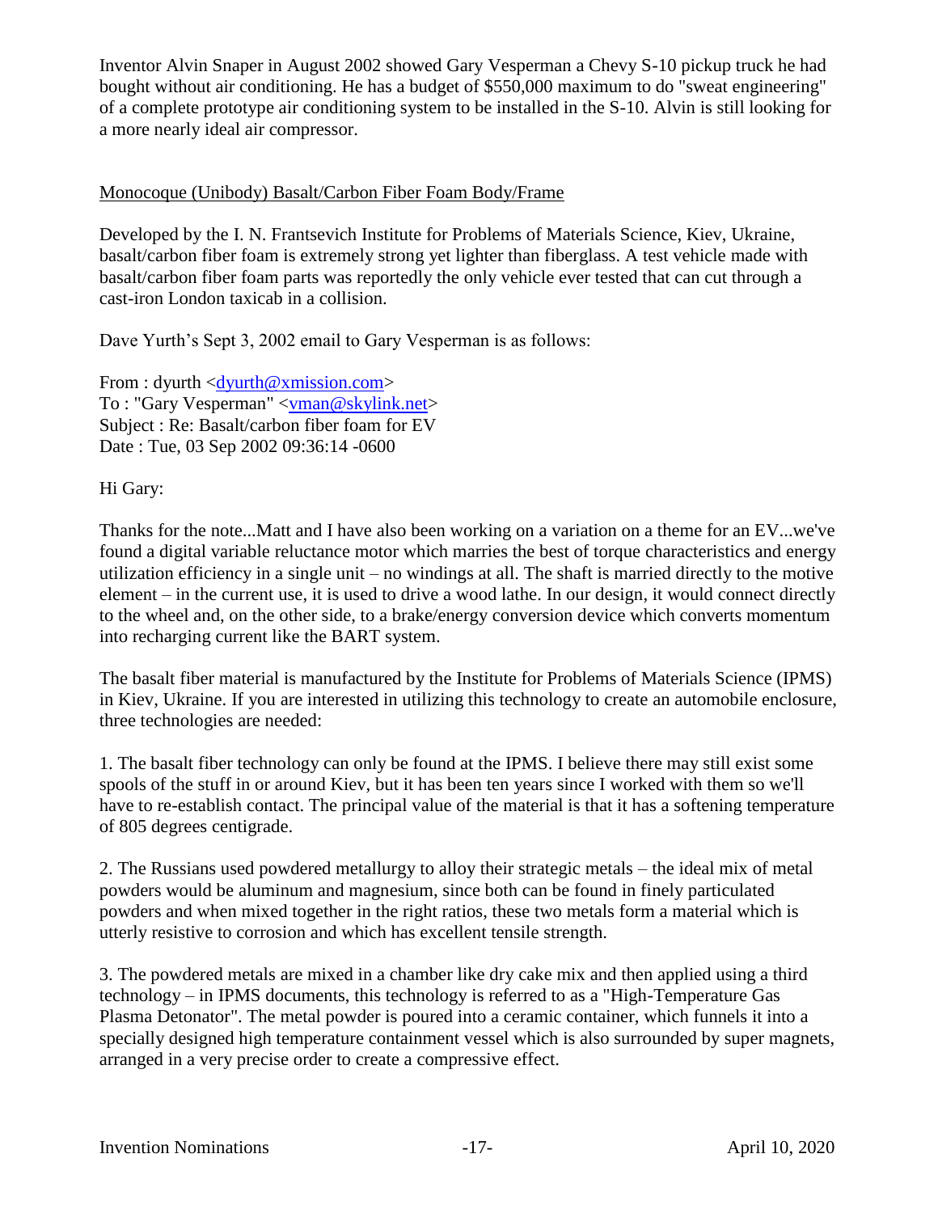Inventor Alvin Snaper in August 2002 showed Gary Vesperman a Chevy S-10 pickup truck he had bought without air conditioning. He has a budget of $550,000 maximum to do "sweat engineering" of a complete prototype air conditioning system to be installed in the S-10. Alvin is still looking for a more nearly ideal air compressor.

<u>Monocoque (Unibody) Basalt/Carbon Fiber Foam Body/Frame</u>

Developed by the I. N. Frantsevich Institute for Problems of Materials Science, Kiev, Ukraine, basalt/carbon fiber foam is extremely strong yet lighter than fiberglass. A test vehicle made with basalt/carbon fiber foam parts was reportedly the only vehicle ever tested that can cut through a cast-iron London taxicab in a collision.

Dave Yurth's Sept 3, 2002 email to Gary Vesperman is as follows:

From : dyurth <dyurth@xmission.com>
To : "Gary Vesperman" <vman@skylink.net>
Subject : Re: Basalt/carbon fiber foam for EV
Date : Tue, 03 Sep 2002 09:36:14 -0600

Hi Gary:

Thanks for the note...Matt and I have also been working on a variation on a theme for an EV...we've found a digital variable reluctance motor which marries the best of torque characteristics and energy utilization efficiency in a single unit – no windings at all. The shaft is married directly to the motive element – in the current use, it is used to drive a wood lathe. In our design, it would connect directly to the wheel and, on the other side, to a brake/energy conversion device which converts momentum into recharging current like the BART system.

The basalt fiber material is manufactured by the Institute for Problems of Materials Science (IPMS) in Kiev, Ukraine. If you are interested in utilizing this technology to create an automobile enclosure, three technologies are needed:

1. The basalt fiber technology can only be found at the IPMS. I believe there may still exist some spools of the stuff in or around Kiev, but it has been ten years since I worked with them so we'll have to re-establish contact. The principal value of the material is that it has a softening temperature of 805 degrees centigrade.

2. The Russians used powdered metallurgy to alloy their strategic metals – the ideal mix of metal powders would be aluminum and magnesium, since both can be found in finely particulated powders and when mixed together in the right ratios, these two metals form a material which is utterly resistive to corrosion and which has excellent tensile strength.

3. The powdered metals are mixed in a chamber like dry cake mix and then applied using a third technology – in IPMS documents, this technology is referred to as a "High-Temperature Gas Plasma Detonator". The metal powder is poured into a ceramic container, which funnels it into a specially designed high temperature containment vessel which is also surrounded by super magnets, arranged in a very precise order to create a compressive effect.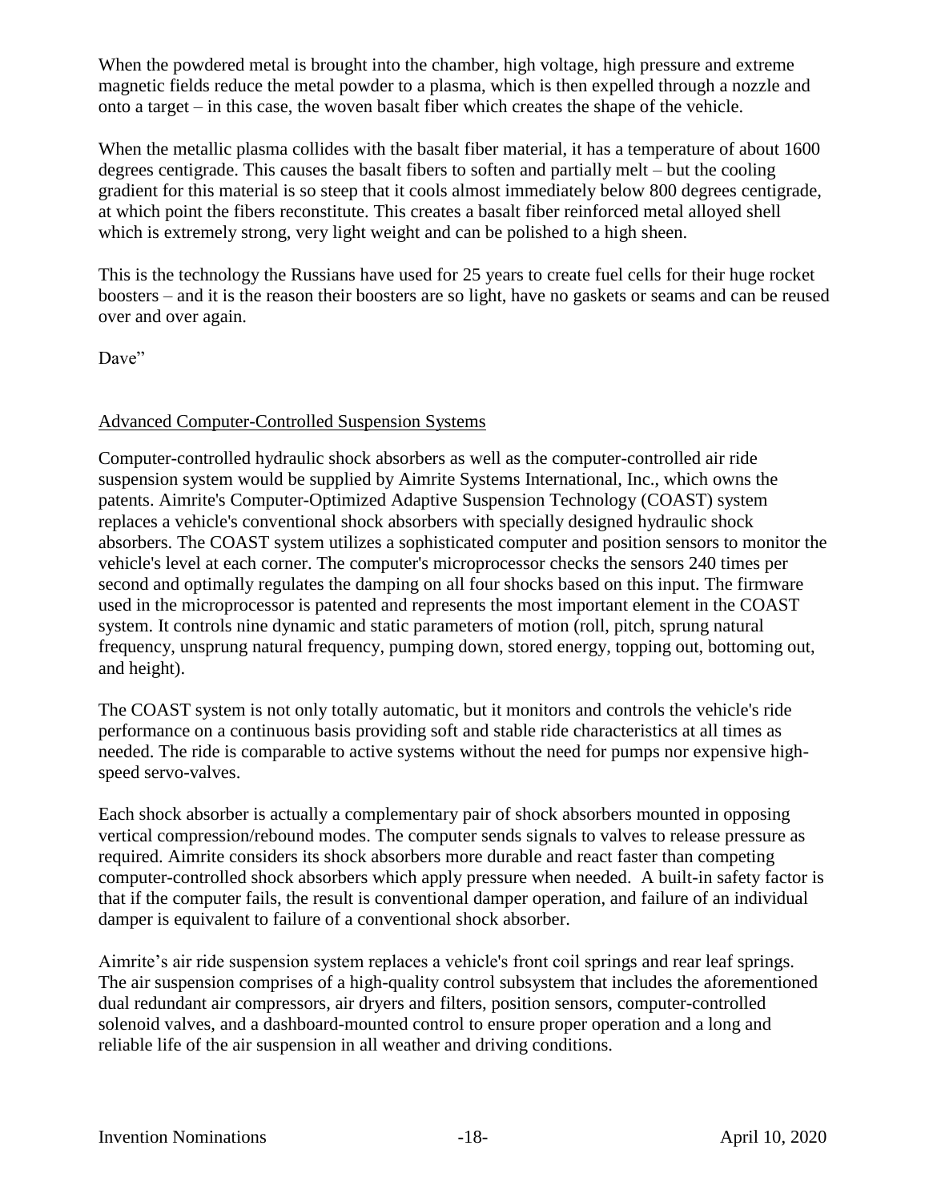When the powdered metal is brought into the chamber, high voltage, high pressure and extreme magnetic fields reduce the metal powder to a plasma, which is then expelled through a nozzle and onto a target – in this case, the woven basalt fiber which creates the shape of the vehicle.

When the metallic plasma collides with the basalt fiber material, it has a temperature of about 1600 degrees centigrade. This causes the basalt fibers to soften and partially melt – but the cooling gradient for this material is so steep that it cools almost immediately below 800 degrees centigrade, at which point the fibers reconstitute. This creates a basalt fiber reinforced metal alloyed shell which is extremely strong, very light weight and can be polished to a high sheen.

This is the technology the Russians have used for 25 years to create fuel cells for their huge rocket boosters – and it is the reason their boosters are so light, have no gaskets or seams and can be reused over and over again.

Dave"

<u>Advanced Computer-Controlled Suspension Systems</u>

Computer-controlled hydraulic shock absorbers as well as the computer-controlled air ride suspension system would be supplied by Aimrite Systems International, Inc., which owns the patents. Aimrite's Computer-Optimized Adaptive Suspension Technology (COAST) system replaces a vehicle's conventional shock absorbers with specially designed hydraulic shock absorbers. The COAST system utilizes a sophisticated computer and position sensors to monitor the vehicle's level at each corner. The computer's microprocessor checks the sensors 240 times per second and optimally regulates the damping on all four shocks based on this input. The firmware used in the microprocessor is patented and represents the most important element in the COAST system. It controls nine dynamic and static parameters of motion (roll, pitch, sprung natural frequency, unsprung natural frequency, pumping down, stored energy, topping out, bottoming out, and height).

The COAST system is not only totally automatic, but it monitors and controls the vehicle's ride performance on a continuous basis providing soft and stable ride characteristics at all times as needed. The ride is comparable to active systems without the need for pumps nor expensive high-speed servo-valves.

Each shock absorber is actually a complementary pair of shock absorbers mounted in opposing vertical compression/rebound modes. The computer sends signals to valves to release pressure as required. Aimrite considers its shock absorbers more durable and react faster than competing computer-controlled shock absorbers which apply pressure when needed. A built-in safety factor is that if the computer fails, the result is conventional damper operation, and failure of an individual damper is equivalent to failure of a conventional shock absorber.

Aimrite's air ride suspension system replaces a vehicle's front coil springs and rear leaf springs. The air suspension comprises of a high-quality control subsystem that includes the aforementioned dual redundant air compressors, air dryers and filters, position sensors, computer-controlled solenoid valves, and a dashboard-mounted control to ensure proper operation and a long and reliable life of the air suspension in all weather and driving conditions.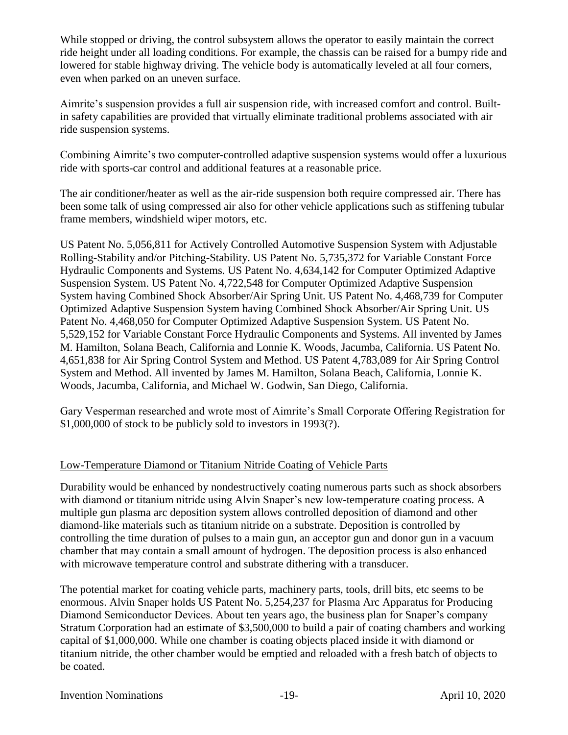While stopped or driving, the control subsystem allows the operator to easily maintain the correct ride height under all loading conditions. For example, the chassis can be raised for a bumpy ride and lowered for stable highway driving. The vehicle body is automatically leveled at all four corners, even when parked on an uneven surface.

Aimrite's suspension provides a full air suspension ride, with increased comfort and control. Built-in safety capabilities are provided that virtually eliminate traditional problems associated with air ride suspension systems.

Combining Aimrite's two computer-controlled adaptive suspension systems would offer a luxurious ride with sports-car control and additional features at a reasonable price.

The air conditioner/heater as well as the air-ride suspension both require compressed air. There has been some talk of using compressed air also for other vehicle applications such as stiffening tubular frame members, windshield wiper motors, etc.

US Patent No. 5,056,811 for Actively Controlled Automotive Suspension System with Adjustable Rolling-Stability and/or Pitching-Stability. US Patent No. 5,735,372 for Variable Constant Force Hydraulic Components and Systems. US Patent No. 4,634,142 for Computer Optimized Adaptive Suspension System. US Patent No. 4,722,548 for Computer Optimized Adaptive Suspension System having Combined Shock Absorber/Air Spring Unit. US Patent No. 4,468,739 for Computer Optimized Adaptive Suspension System having Combined Shock Absorber/Air Spring Unit. US Patent No. 4,468,050 for Computer Optimized Adaptive Suspension System. US Patent No. 5,529,152 for Variable Constant Force Hydraulic Components and Systems. All invented by James M. Hamilton, Solana Beach, California and Lonnie K. Woods, Jacumba, California. US Patent No. 4,651,838 for Air Spring Control System and Method. US Patent 4,783,089 for Air Spring Control System and Method. All invented by James M. Hamilton, Solana Beach, California, Lonnie K. Woods, Jacumba, California, and Michael W. Godwin, San Diego, California.

Gary Vesperman researched and wrote most of Aimrite's Small Corporate Offering Registration for $1,000,000 of stock to be publicly sold to investors in 1993(?).

## Low-Temperature Diamond or Titanium Nitride Coating of Vehicle Parts

Durability would be enhanced by nondestructively coating numerous parts such as shock absorbers with diamond or titanium nitride using Alvin Snaper's new low-temperature coating process. A multiple gun plasma arc deposition system allows controlled deposition of diamond and other diamond-like materials such as titanium nitride on a substrate. Deposition is controlled by controlling the time duration of pulses to a main gun, an acceptor gun and donor gun in a vacuum chamber that may contain a small amount of hydrogen. The deposition process is also enhanced with microwave temperature control and substrate dithering with a transducer.

The potential market for coating vehicle parts, machinery parts, tools, drill bits, etc seems to be enormous. Alvin Snaper holds US Patent No. 5,254,237 for Plasma Arc Apparatus for Producing Diamond Semiconductor Devices. About ten years ago, the business plan for Snaper's company Stratum Corporation had an estimate of $3,500,000 to build a pair of coating chambers and working capital of $1,000,000. While one chamber is coating objects placed inside it with diamond or titanium nitride, the other chamber would be emptied and reloaded with a fresh batch of objects to be coated.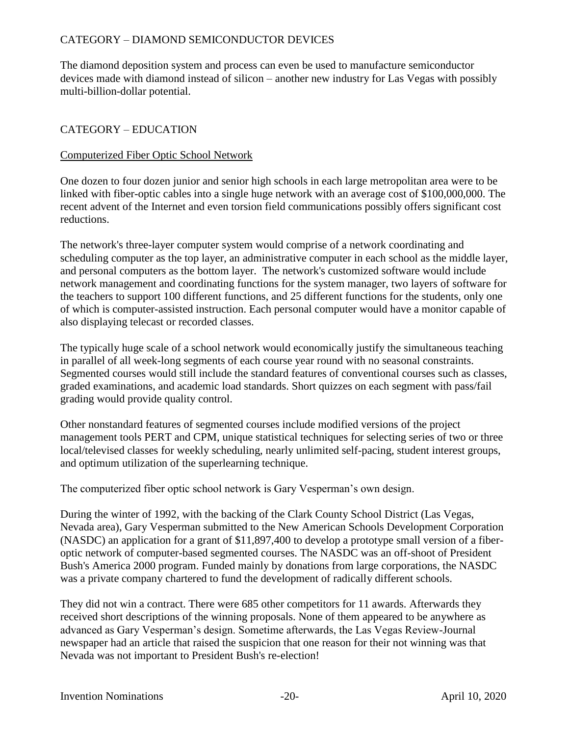## CATEGORY – DIAMOND SEMICONDUCTOR DEVICES

The diamond deposition system and process can even be used to manufacture semiconductor devices made with diamond instead of silicon – another new industry for Las Vegas with possibly multi-billion-dollar potential.

## CATEGORY – EDUCATION

### Computerized Fiber Optic School Network

One dozen to four dozen junior and senior high schools in each large metropolitan area were to be linked with fiber-optic cables into a single huge network with an average cost of $100,000,000. The recent advent of the Internet and even torsion field communications possibly offers significant cost reductions.

The network's three-layer computer system would comprise of a network coordinating and scheduling computer as the top layer, an administrative computer in each school as the middle layer, and personal computers as the bottom layer. The network's customized software would include network management and coordinating functions for the system manager, two layers of software for the teachers to support 100 different functions, and 25 different functions for the students, only one of which is computer-assisted instruction. Each personal computer would have a monitor capable of also displaying telecast or recorded classes.

The typically huge scale of a school network would economically justify the simultaneous teaching in parallel of all week-long segments of each course year round with no seasonal constraints. Segmented courses would still include the standard features of conventional courses such as classes, graded examinations, and academic load standards. Short quizzes on each segment with pass/fail grading would provide quality control.

Other nonstandard features of segmented courses include modified versions of the project management tools PERT and CPM, unique statistical techniques for selecting series of two or three local/televised classes for weekly scheduling, nearly unlimited self-pacing, student interest groups, and optimum utilization of the superlearning technique.

The computerized fiber optic school network is Gary Vesperman's own design.

During the winter of 1992, with the backing of the Clark County School District (Las Vegas, Nevada area), Gary Vesperman submitted to the New American Schools Development Corporation (NASDC) an application for a grant of $11,897,400 to develop a prototype small version of a fiber-optic network of computer-based segmented courses. The NASDC was an off-shoot of President Bush's America 2000 program. Funded mainly by donations from large corporations, the NASDC was a private company chartered to fund the development of radically different schools.

They did not win a contract. There were 685 other competitors for 11 awards. Afterwards they received short descriptions of the winning proposals. None of them appeared to be anywhere as advanced as Gary Vesperman's design. Sometime afterwards, the Las Vegas Review-Journal newspaper had an article that raised the suspicion that one reason for their not winning was that Nevada was not important to President Bush's re-election!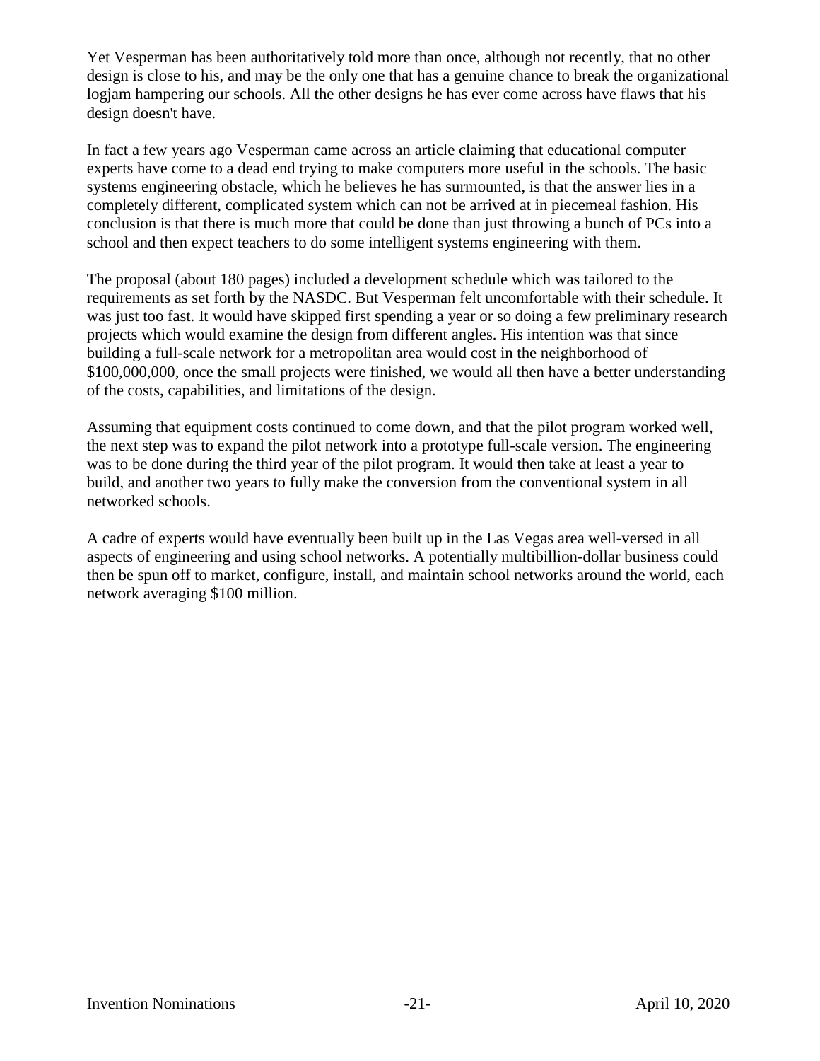Yet Vesperman has been authoritatively told more than once, although not recently, that no other design is close to his, and may be the only one that has a genuine chance to break the organizational logjam hampering our schools. All the other designs he has ever come across have flaws that his design doesn't have.

In fact a few years ago Vesperman came across an article claiming that educational computer experts have come to a dead end trying to make computers more useful in the schools. The basic systems engineering obstacle, which he believes he has surmounted, is that the answer lies in a completely different, complicated system which can not be arrived at in piecemeal fashion. His conclusion is that there is much more that could be done than just throwing a bunch of PCs into a school and then expect teachers to do some intelligent systems engineering with them.

The proposal (about 180 pages) included a development schedule which was tailored to the requirements as set forth by the NASDC. But Vesperman felt uncomfortable with their schedule. It was just too fast. It would have skipped first spending a year or so doing a few preliminary research projects which would examine the design from different angles. His intention was that since building a full-scale network for a metropolitan area would cost in the neighborhood of \$100,000,000, once the small projects were finished, we would all then have a better understanding of the costs, capabilities, and limitations of the design.

Assuming that equipment costs continued to come down, and that the pilot program worked well, the next step was to expand the pilot network into a prototype full-scale version. The engineering was to be done during the third year of the pilot program. It would then take at least a year to build, and another two years to fully make the conversion from the conventional system in all networked schools.

A cadre of experts would have eventually been built up in the Las Vegas area well-versed in all aspects of engineering and using school networks. A potentially multibillion-dollar business could then be spun off to market, configure, install, and maintain school networks around the world, each network averaging \$100 million.